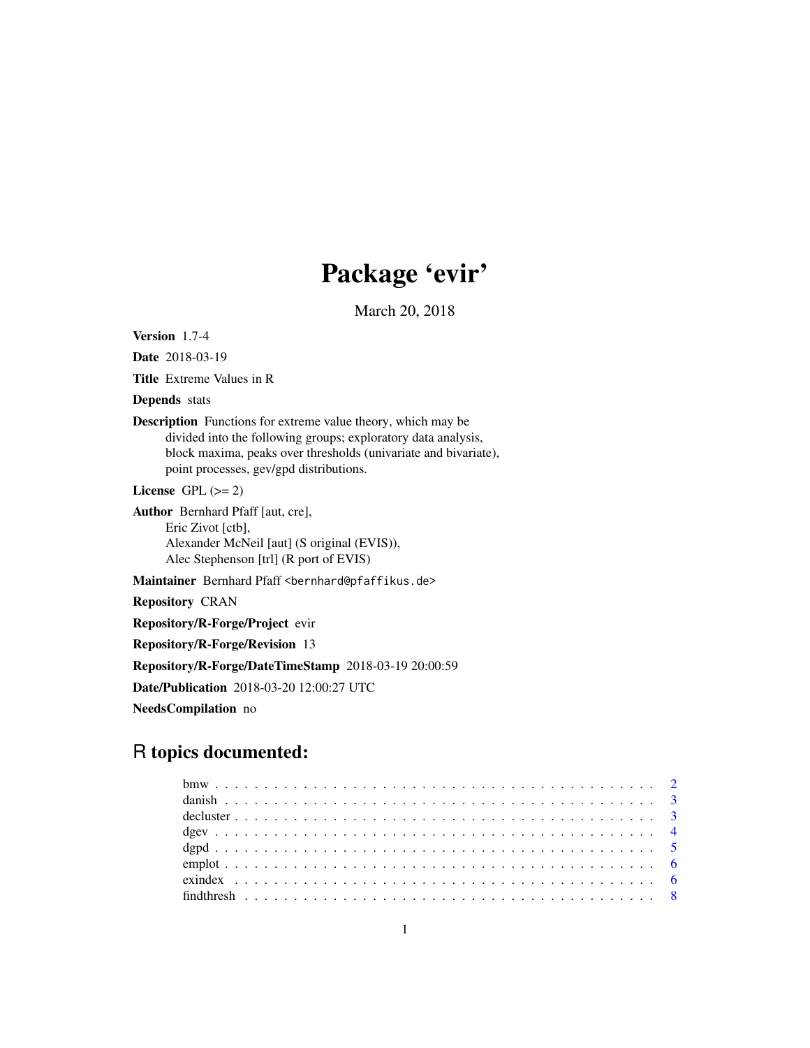# Package 'evir'

March 20, 2018

**Version** 1.7-4

**Date** 2018-03-19

**Title** Extreme Values in R

**Depends** stats

**Description** Functions for extreme value theory, which may be divided into the following groups; exploratory data analysis, block maxima, peaks over thresholds (univariate and bivariate), point processes, gev/gpd distributions.

**License** GPL (>= 2)

**Author** Bernhard Pfaff [aut, cre],
Eric Zivot [ctb],
Alexander McNeil [aut] (S original (EVIS)),
Alec Stephenson [trl] (R port of EVIS)

**Maintainer** Bernhard Pfaff <bernhard@pfaffikus.de>

**Repository** CRAN

**Repository/R-Forge/Project** evir

**Repository/R-Forge/Revision** 13

**Repository/R-Forge/DateTimeStamp** 2018-03-19 20:00:59

**Date/Publication** 2018-03-20 12:00:27 UTC

**NeedsCompilation** no

## R topics documented:

- bmw . . . . . . . . . . . . . . . . . . . . . . . . . . . . . . . . . . . . . . . . . . . 2
- danish . . . . . . . . . . . . . . . . . . . . . . . . . . . . . . . . . . . . . . . . . . 3
- decluster . . . . . . . . . . . . . . . . . . . . . . . . . . . . . . . . . . . . . . . . 3
- dgev . . . . . . . . . . . . . . . . . . . . . . . . . . . . . . . . . . . . . . . . . . . 4
- dgpd . . . . . . . . . . . . . . . . . . . . . . . . . . . . . . . . . . . . . . . . . . . 5
- emplot . . . . . . . . . . . . . . . . . . . . . . . . . . . . . . . . . . . . . . . . . . 6
- exindex . . . . . . . . . . . . . . . . . . . . . . . . . . . . . . . . . . . . . . . . . 6
- findthresh . . . . . . . . . . . . . . . . . . . . . . . . . . . . . . . . . . . . . . . . 8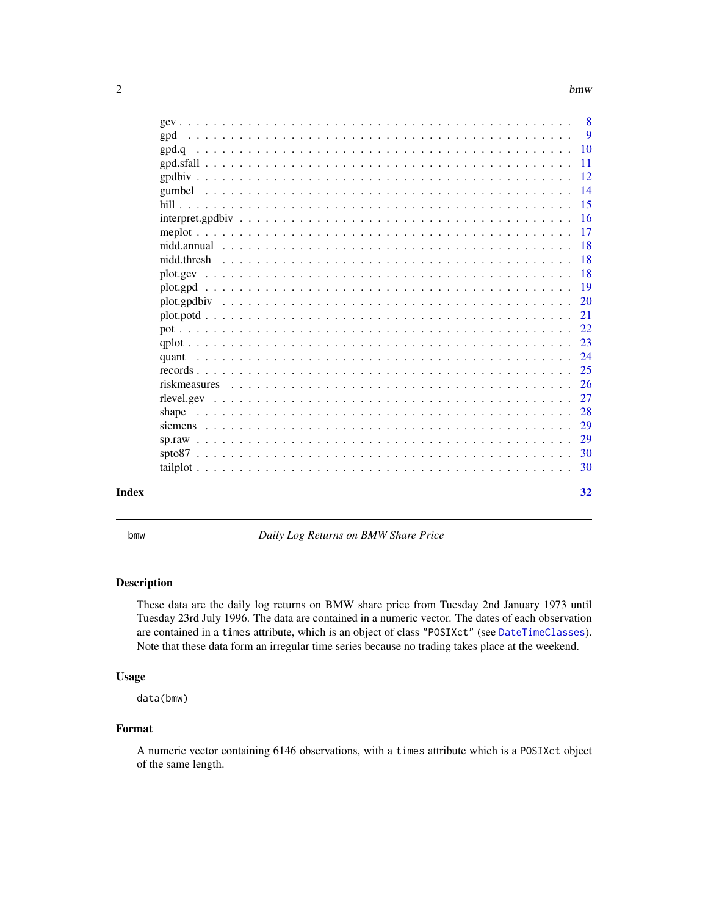gev . . . . . . . . . . . . . . . . . . . . . . . . . . . . . . . . . . . . . . . . . . . . 8
gpd . . . . . . . . . . . . . . . . . . . . . . . . . . . . . . . . . . . . . . . . . . . . 9
gpd.q . . . . . . . . . . . . . . . . . . . . . . . . . . . . . . . . . . . . . . . . . . . . 10
gpd.sfall . . . . . . . . . . . . . . . . . . . . . . . . . . . . . . . . . . . . . . . . . . 11
gpdbiv . . . . . . . . . . . . . . . . . . . . . . . . . . . . . . . . . . . . . . . . . . . 12
gumbel . . . . . . . . . . . . . . . . . . . . . . . . . . . . . . . . . . . . . . . . . . . 14
hill . . . . . . . . . . . . . . . . . . . . . . . . . . . . . . . . . . . . . . . . . . . . 15
interpret.gpdbiv . . . . . . . . . . . . . . . . . . . . . . . . . . . . . . . . . . . . . 16
meplot . . . . . . . . . . . . . . . . . . . . . . . . . . . . . . . . . . . . . . . . . . . 17
nidd.annual . . . . . . . . . . . . . . . . . . . . . . . . . . . . . . . . . . . . . . . . 18
nidd.thresh . . . . . . . . . . . . . . . . . . . . . . . . . . . . . . . . . . . . . . . . 18
plot.gev . . . . . . . . . . . . . . . . . . . . . . . . . . . . . . . . . . . . . . . . . . 18
plot.gpd . . . . . . . . . . . . . . . . . . . . . . . . . . . . . . . . . . . . . . . . . . 19
plot.gpdbiv . . . . . . . . . . . . . . . . . . . . . . . . . . . . . . . . . . . . . . . . 20
plot.potd . . . . . . . . . . . . . . . . . . . . . . . . . . . . . . . . . . . . . . . . . 21
pot . . . . . . . . . . . . . . . . . . . . . . . . . . . . . . . . . . . . . . . . . . . . 22
qplot . . . . . . . . . . . . . . . . . . . . . . . . . . . . . . . . . . . . . . . . . . . 23
quant . . . . . . . . . . . . . . . . . . . . . . . . . . . . . . . . . . . . . . . . . . . 24
records . . . . . . . . . . . . . . . . . . . . . . . . . . . . . . . . . . . . . . . . . . 25
riskmeasures . . . . . . . . . . . . . . . . . . . . . . . . . . . . . . . . . . . . . . . 26
rlevel.gev . . . . . . . . . . . . . . . . . . . . . . . . . . . . . . . . . . . . . . . . . 27
shape . . . . . . . . . . . . . . . . . . . . . . . . . . . . . . . . . . . . . . . . . . . 28
siemens . . . . . . . . . . . . . . . . . . . . . . . . . . . . . . . . . . . . . . . . . . 29
sp.raw . . . . . . . . . . . . . . . . . . . . . . . . . . . . . . . . . . . . . . . . . . . 29
spto87 . . . . . . . . . . . . . . . . . . . . . . . . . . . . . . . . . . . . . . . . . . . 30
tailplot . . . . . . . . . . . . . . . . . . . . . . . . . . . . . . . . . . . . . . . . . . 30

**Index** **32**

---

bmw *Daily Log Returns on BMW Share Price*

---

### Description

These data are the daily log returns on BMW share price from Tuesday 2nd January 1973 until Tuesday 23rd July 1996. The data are contained in a numeric vector. The dates of each observation are contained in a `times` attribute, which is an object of class `"POSIXct"` (see `DateTimeClasses`). Note that these data form an irregular time series because no trading takes place at the weekend.

### Usage

```
data(bmw)
```

### Format

A numeric vector containing 6146 observations, with a `times` attribute which is a `POSIXct` object of the same length.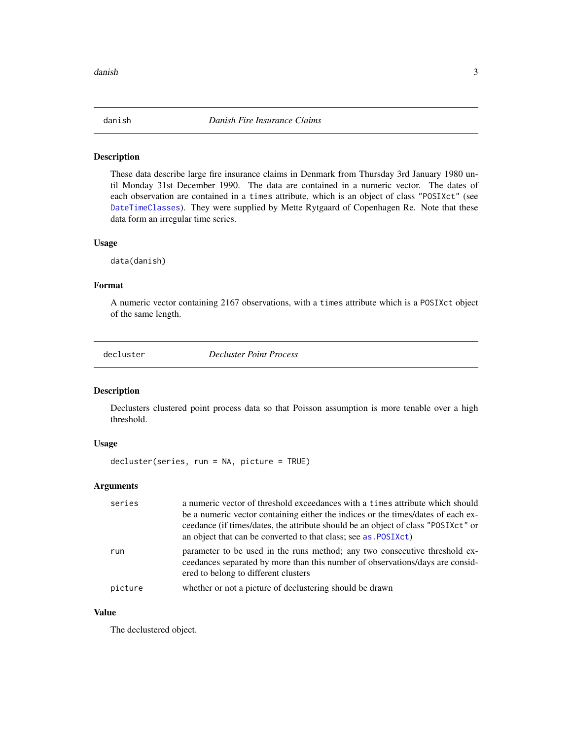## danish — *Danish Fire Insurance Claims*

### Description

These data describe large fire insurance claims in Denmark from Thursday 3rd January 1980 until Monday 31st December 1990. The data are contained in a numeric vector. The dates of each observation are contained in a `times` attribute, which is an object of class `"POSIXct"` (see `DateTimeClasses`). They were supplied by Mette Rytgaard of Copenhagen Re. Note that these data form an irregular time series.

### Usage

```
data(danish)
```

### Format

A numeric vector containing 2167 observations, with a `times` attribute which is a `POSIXct` object of the same length.

## decluster — *Decluster Point Process*

### Description

Declusters clustered point process data so that Poisson assumption is more tenable over a high threshold.

### Usage

```
decluster(series, run = NA, picture = TRUE)
```

### Arguments

| | |
|---|---|
| `series` | a numeric vector of threshold exceedances with a `times` attribute which should be a numeric vector containing either the indices or the times/dates of each exceedance (if times/dates, the attribute should be an object of class `"POSIXct"` or an object that can be converted to that class; see `as.POSIXct`) |
| `run` | parameter to be used in the runs method; any two consecutive threshold exceedances separated by more than this number of observations/days are considered to belong to different clusters |
| `picture` | whether or not a picture of declustering should be drawn |

### Value

The declustered object.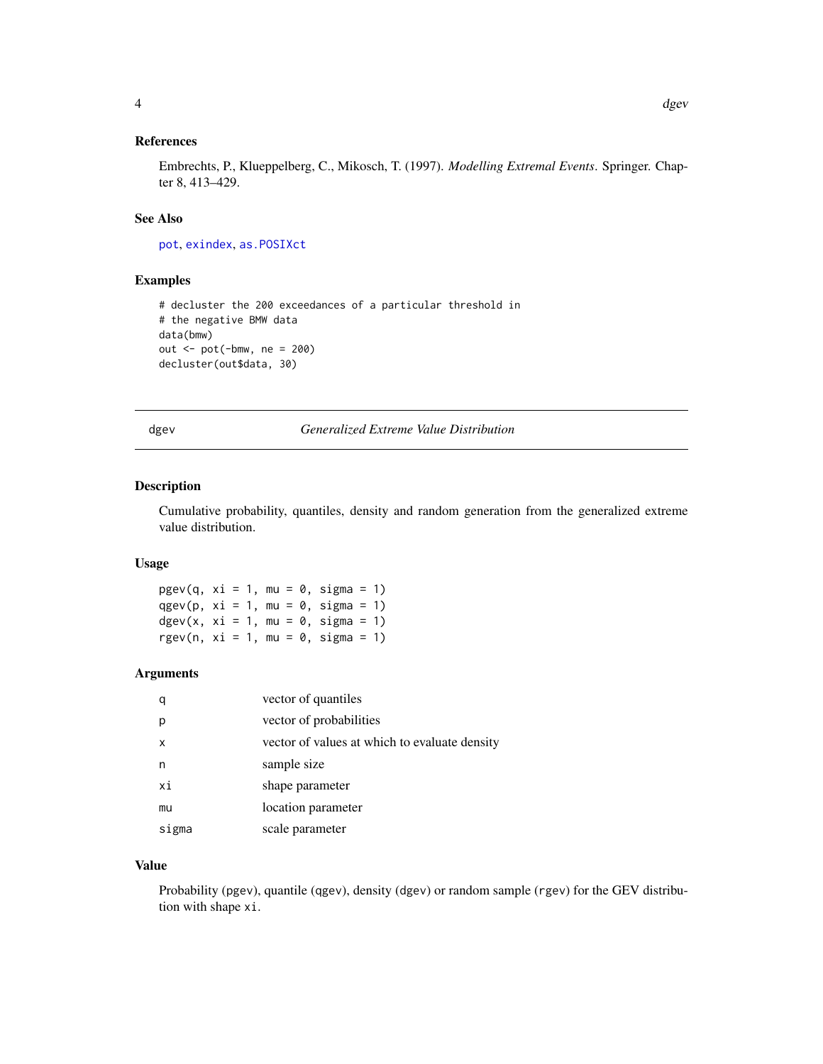### References

Embrechts, P., Klueppelberg, C., Mikosch, T. (1997). *Modelling Extremal Events*. Springer. Chapter 8, 413–429.

### See Also

pot, exindex, as.POSIXct

### Examples

```
# decluster the 200 exceedances of a particular threshold in
# the negative BMW data
data(bmw)
out <- pot(-bmw, ne = 200)
decluster(out$data, 30)
```

---

## dgev *Generalized Extreme Value Distribution*

---

### Description

Cumulative probability, quantiles, density and random generation from the generalized extreme value distribution.

### Usage

```
pgev(q, xi = 1, mu = 0, sigma = 1)
qgev(p, xi = 1, mu = 0, sigma = 1)
dgev(x, xi = 1, mu = 0, sigma = 1)
rgev(n, xi = 1, mu = 0, sigma = 1)
```

### Arguments

| | |
|---|---|
| q | vector of quantiles |
| p | vector of probabilities |
| x | vector of values at which to evaluate density |
| n | sample size |
| xi | shape parameter |
| mu | location parameter |
| sigma | scale parameter |

### Value

Probability (pgev), quantile (qgev), density (dgev) or random sample (rgev) for the GEV distribution with shape xi.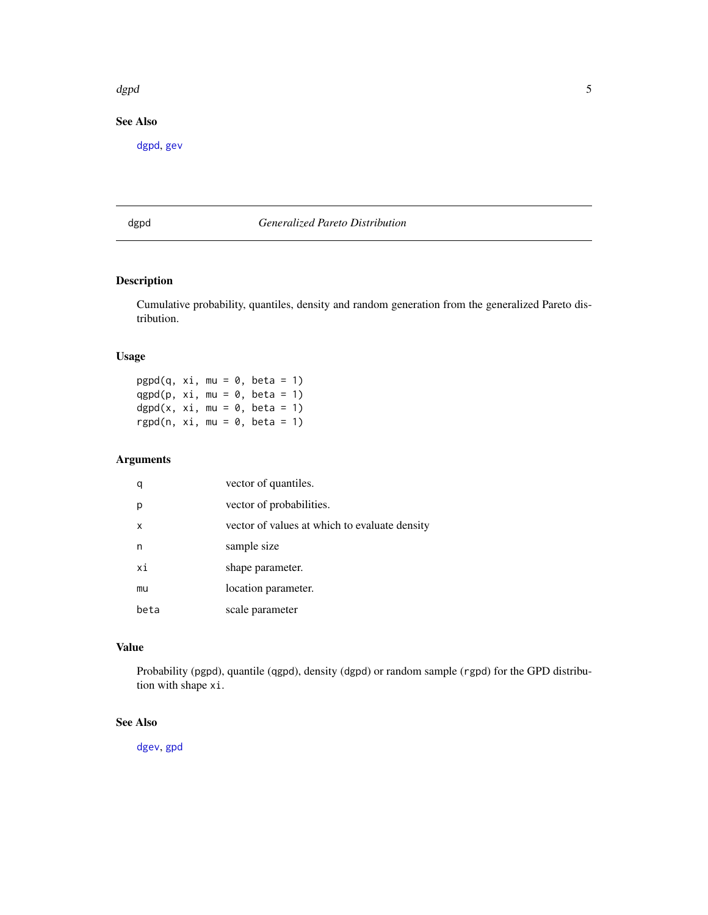## See Also

dgpd, gev

---

# dgpd — *Generalized Pareto Distribution*

## Description

Cumulative probability, quantiles, density and random generation from the generalized Pareto distribution.

## Usage

```
pgpd(q, xi, mu = 0, beta = 1)
qgpd(p, xi, mu = 0, beta = 1)
dgpd(x, xi, mu = 0, beta = 1)
rgpd(n, xi, mu = 0, beta = 1)
```

## Arguments

| | |
|---|---|
| q | vector of quantiles. |
| p | vector of probabilities. |
| x | vector of values at which to evaluate density |
| n | sample size |
| xi | shape parameter. |
| mu | location parameter. |
| beta | scale parameter |

## Value

Probability (pgpd), quantile (qgpd), density (dgpd) or random sample (rgpd) for the GPD distribution with shape xi.

## See Also

dgev, gpd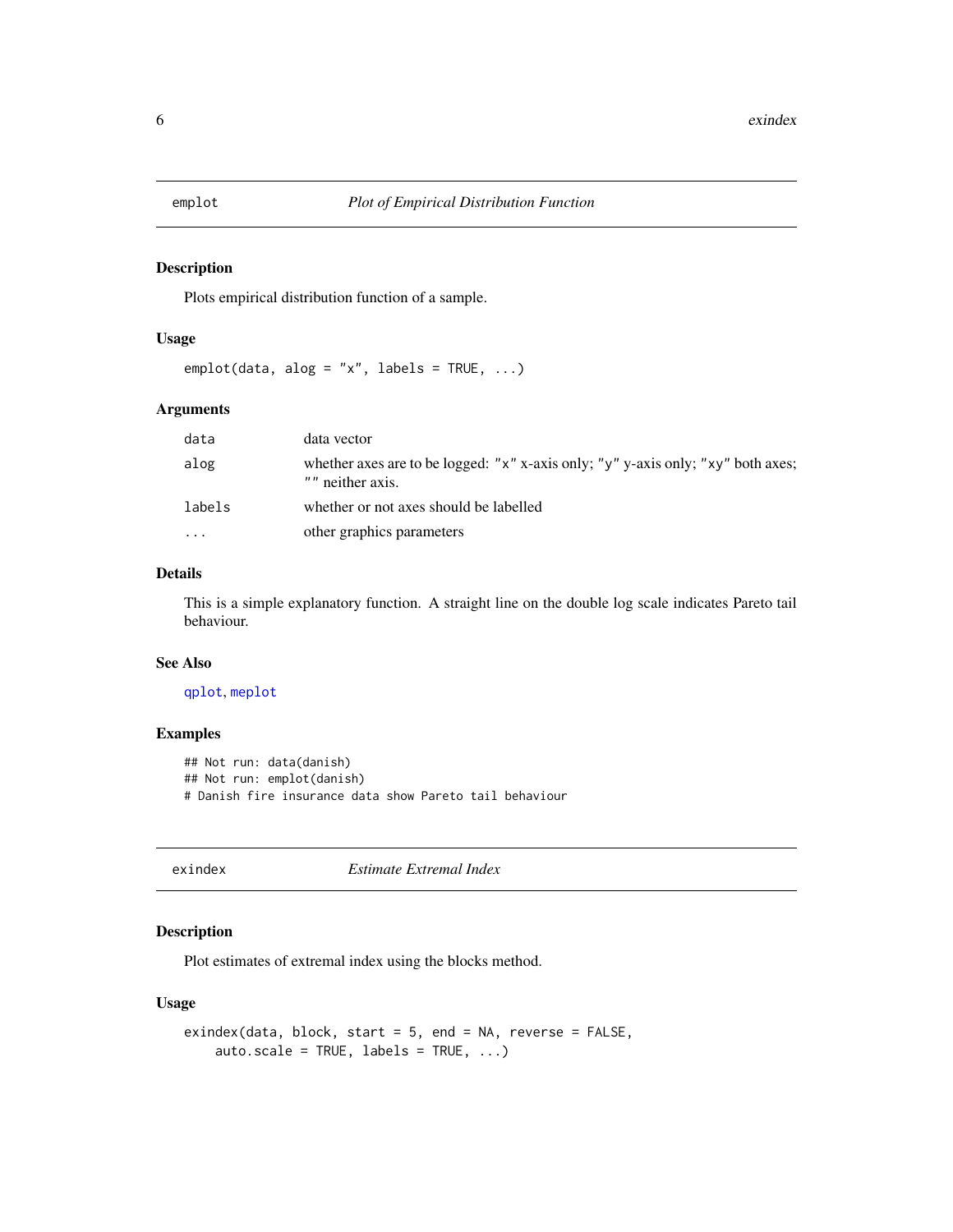## emplot — *Plot of Empirical Distribution Function*

### Description

Plots empirical distribution function of a sample.

### Usage

```
emplot(data, alog = "x", labels = TRUE, ...)
```

### Arguments

| | |
|---|---|
| `data` | data vector |
| `alog` | whether axes are to be logged: "x" x-axis only; "y" y-axis only; "xy" both axes; "" neither axis. |
| `labels` | whether or not axes should be labelled |
| `...` | other graphics parameters |

### Details

This is a simple explanatory function. A straight line on the double log scale indicates Pareto tail behaviour.

### See Also

`qplot`, `meplot`

### Examples

```
## Not run: data(danish)
## Not run: emplot(danish)
# Danish fire insurance data show Pareto tail behaviour
```

## exindex — *Estimate Extremal Index*

### Description

Plot estimates of extremal index using the blocks method.

### Usage

```
exindex(data, block, start = 5, end = NA, reverse = FALSE,
    auto.scale = TRUE, labels = TRUE, ...)
```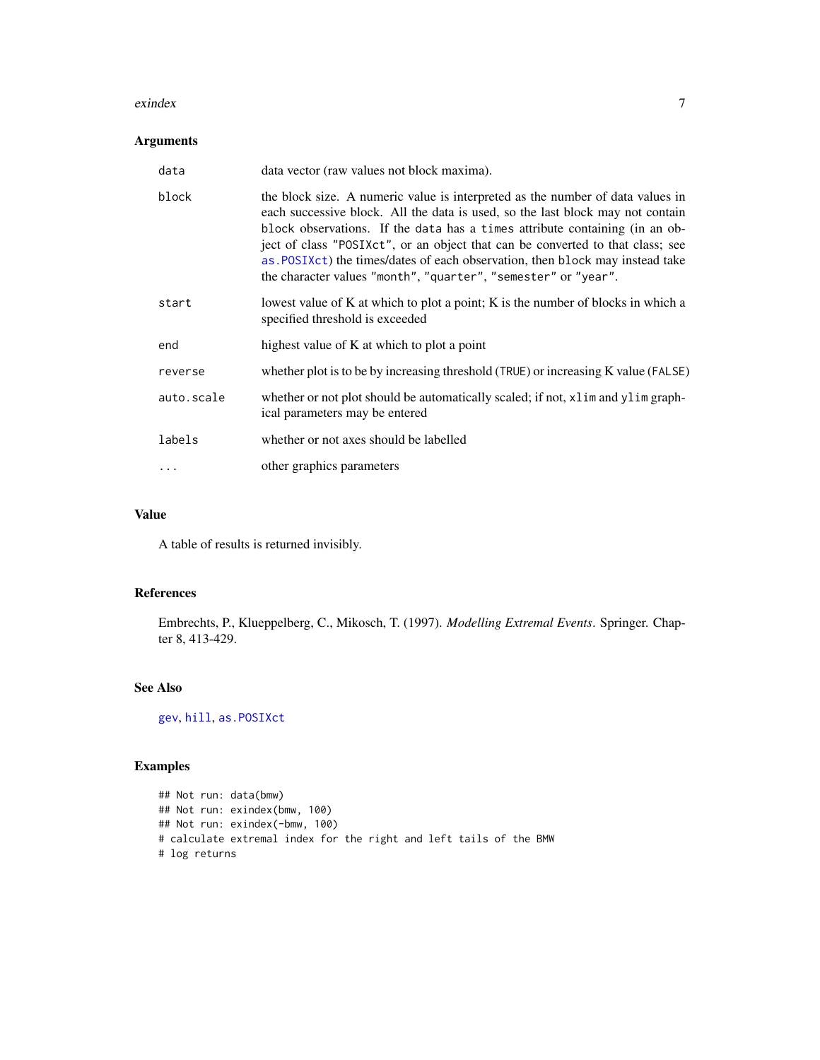### Arguments

| | |
|---|---|
| `data` | data vector (raw values not block maxima). |
| `block` | the block size. A numeric value is interpreted as the number of data values in each successive block. All the data is used, so the last block may not contain `block` observations. If the `data` has a `times` attribute containing (in an object of class "POSIXct", or an object that can be converted to that class; see `as.POSIXct`) the times/dates of each observation, then `block` may instead take the character values "month", "quarter", "semester" or "year". |
| `start` | lowest value of K at which to plot a point; K is the number of blocks in which a specified threshold is exceeded |
| `end` | highest value of K at which to plot a point |
| `reverse` | whether plot is to be by increasing threshold (`TRUE`) or increasing K value (`FALSE`) |
| `auto.scale` | whether or not plot should be automatically scaled; if not, `xlim` and `ylim` graphical parameters may be entered |
| `labels` | whether or not axes should be labelled |
| `...` | other graphics parameters |

### Value

A table of results is returned invisibly.

### References

Embrechts, P., Klueppelberg, C., Mikosch, T. (1997). *Modelling Extremal Events*. Springer. Chapter 8, 413-429.

### See Also

`gev`, `hill`, `as.POSIXct`

### Examples

```
## Not run: data(bmw)
## Not run: exindex(bmw, 100)
## Not run: exindex(-bmw, 100)
# calculate extremal index for the right and left tails of the BMW
# log returns
```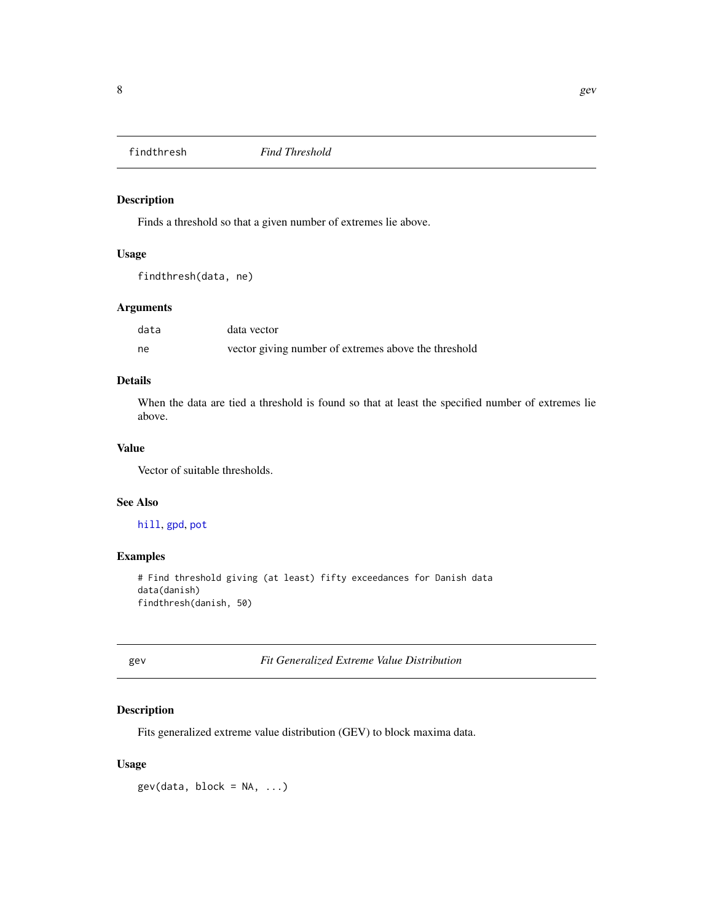## findthresh — *Find Threshold*

### Description

Finds a threshold so that a given number of extremes lie above.

### Usage

```
findthresh(data, ne)
```

### Arguments

| | |
|---|---|
| data | data vector |
| ne | vector giving number of extremes above the threshold |

### Details

When the data are tied a threshold is found so that at least the specified number of extremes lie above.

### Value

Vector of suitable thresholds.

### See Also

hill, gpd, pot

### Examples

```
# Find threshold giving (at least) fifty exceedances for Danish data
data(danish)
findthresh(danish, 50)
```

## gev — *Fit Generalized Extreme Value Distribution*

### Description

Fits generalized extreme value distribution (GEV) to block maxima data.

### Usage

```
gev(data, block = NA, ...)
```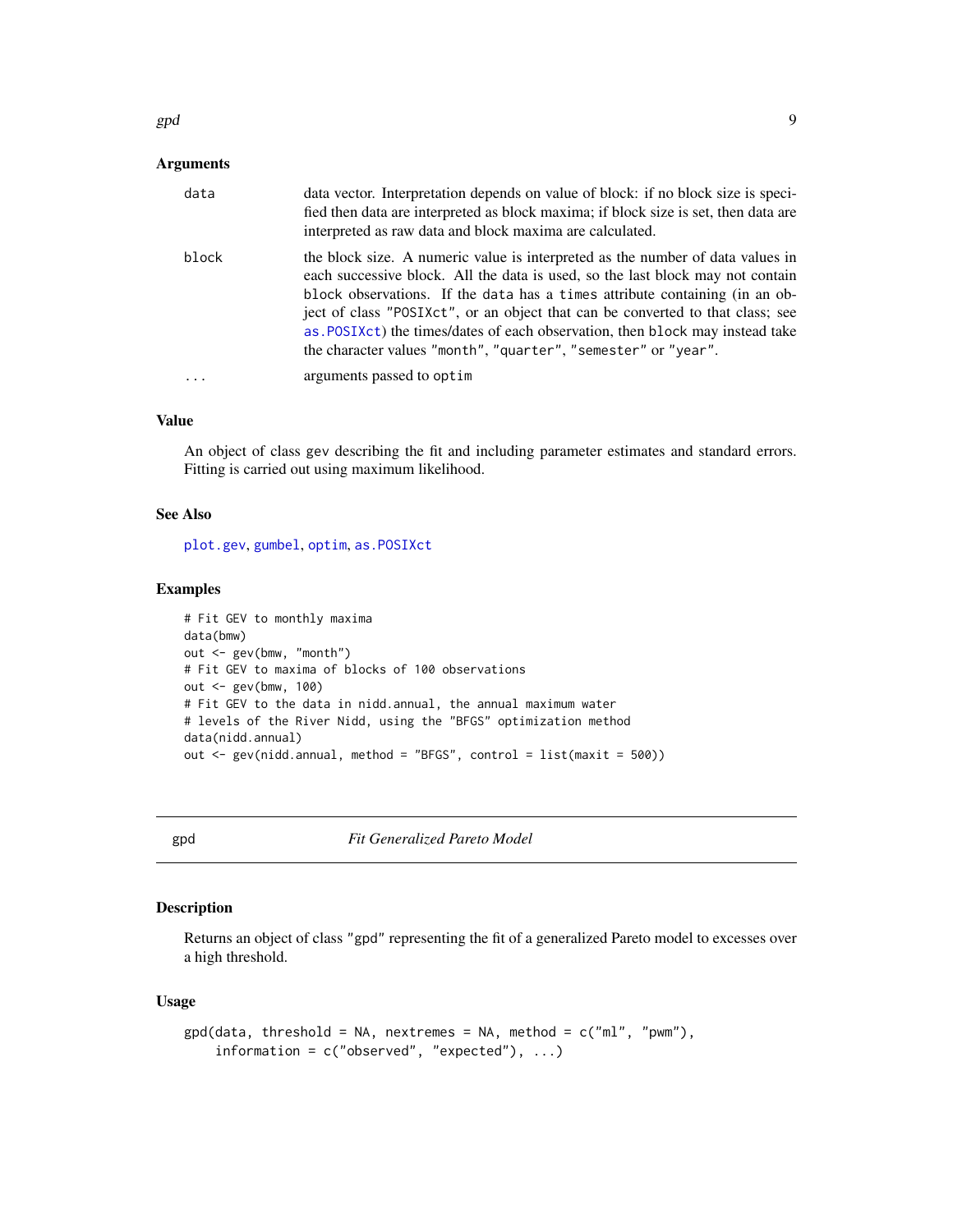### Arguments

| | |
|---|---|
| `data` | data vector. Interpretation depends on value of block: if no block size is specified then data are interpreted as block maxima; if block size is set, then data are interpreted as raw data and block maxima are calculated. |
| `block` | the block size. A numeric value is interpreted as the number of data values in each successive block. All the data is used, so the last block may not contain `block` observations. If the `data` has a `times` attribute containing (in an object of class "POSIXct", or an object that can be converted to that class; see `as.POSIXct`) the times/dates of each observation, then `block` may instead take the character values "month", "quarter", "semester" or "year". |
| `...` | arguments passed to `optim` |

### Value

An object of class gev describing the fit and including parameter estimates and standard errors. Fitting is carried out using maximum likelihood.

### See Also

`plot.gev`, `gumbel`, `optim`, `as.POSIXct`

### Examples

```
# Fit GEV to monthly maxima
data(bmw)
out <- gev(bmw, "month")
# Fit GEV to maxima of blocks of 100 observations
out <- gev(bmw, 100)
# Fit GEV to the data in nidd.annual, the annual maximum water
# levels of the River Nidd, using the "BFGS" optimization method
data(nidd.annual)
out <- gev(nidd.annual, method = "BFGS", control = list(maxit = 500))
```

## gpd — *Fit Generalized Pareto Model*

### Description

Returns an object of class "gpd" representing the fit of a generalized Pareto model to excesses over a high threshold.

### Usage

```
gpd(data, threshold = NA, nextremes = NA, method = c("ml", "pwm"),
    information = c("observed", "expected"), ...)
```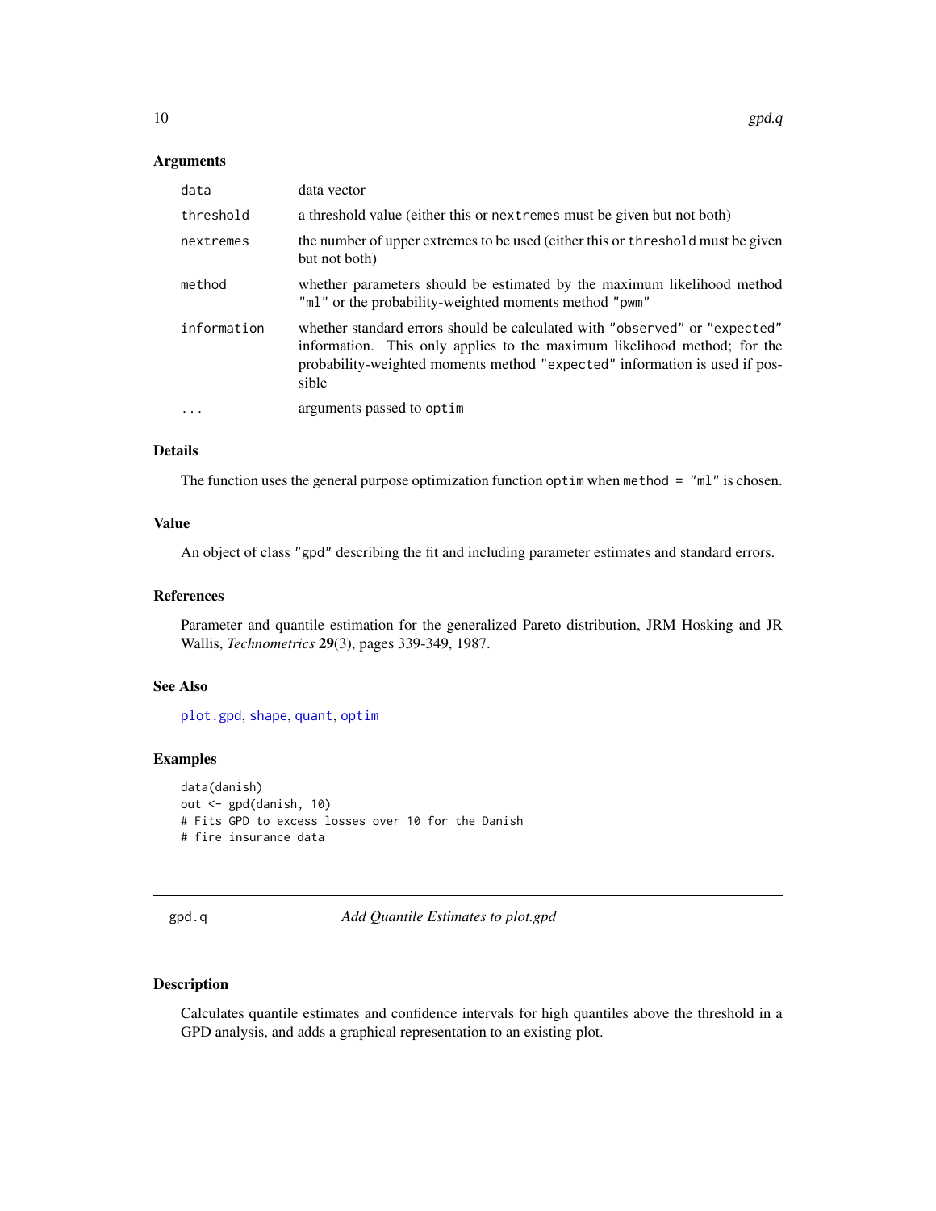### Arguments

| | |
|---|---|
| `data` | data vector |
| `threshold` | a threshold value (either this or `nextremes` must be given but not both) |
| `nextremes` | the number of upper extremes to be used (either this or `threshold` must be given but not both) |
| `method` | whether parameters should be estimated by the maximum likelihood method `"ml"` or the probability-weighted moments method `"pwm"` |
| `information` | whether standard errors should be calculated with `"observed"` or `"expected"` information. This only applies to the maximum likelihood method; for the probability-weighted moments method `"expected"` information is used if possible |
| `...` | arguments passed to `optim` |

### Details

The function uses the general purpose optimization function `optim` when `method = "ml"` is chosen.

### Value

An object of class `"gpd"` describing the fit and including parameter estimates and standard errors.

### References

Parameter and quantile estimation for the generalized Pareto distribution, JRM Hosking and JR Wallis, *Technometrics* **29**(3), pages 339-349, 1987.

### See Also

`plot.gpd`, `shape`, `quant`, `optim`

### Examples

```
data(danish)
out <- gpd(danish, 10)
# Fits GPD to excess losses over 10 for the Danish
# fire insurance data
```

---

## gpd.q — *Add Quantile Estimates to plot.gpd*

### Description

Calculates quantile estimates and confidence intervals for high quantiles above the threshold in a GPD analysis, and adds a graphical representation to an existing plot.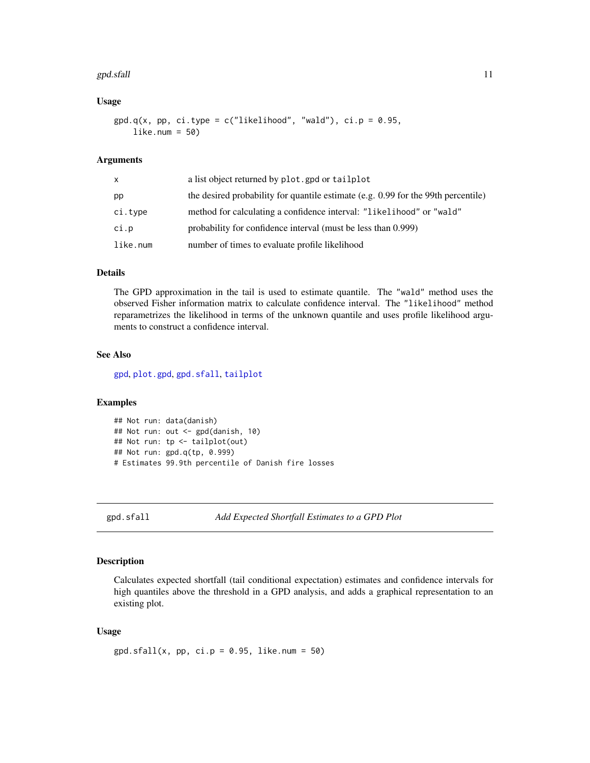### Usage

```
gpd.q(x, pp, ci.type = c("likelihood", "wald"), ci.p = 0.95,
    like.num = 50)
```

### Arguments

| | |
|---|---|
| x | a list object returned by `plot.gpd` or `tailplot` |
| pp | the desired probability for quantile estimate (e.g. 0.99 for the 99th percentile) |
| ci.type | method for calculating a confidence interval: `"likelihood"` or `"wald"` |
| ci.p | probability for confidence interval (must be less than 0.999) |
| like.num | number of times to evaluate profile likelihood |

### Details

The GPD approximation in the tail is used to estimate quantile. The `"wald"` method uses the observed Fisher information matrix to calculate confidence interval. The `"likelihood"` method reparametrizes the likelihood in terms of the unknown quantile and uses profile likelihood arguments to construct a confidence interval.

### See Also

`gpd`, `plot.gpd`, `gpd.sfall`, `tailplot`

### Examples

```
## Not run: data(danish)
## Not run: out <- gpd(danish, 10)
## Not run: tp <- tailplot(out)
## Not run: gpd.q(tp, 0.999)
# Estimates 99.9th percentile of Danish fire losses
```

---

## gpd.sfall — *Add Expected Shortfall Estimates to a GPD Plot*

### Description

Calculates expected shortfall (tail conditional expectation) estimates and confidence intervals for high quantiles above the threshold in a GPD analysis, and adds a graphical representation to an existing plot.

### Usage

```
gpd.sfall(x, pp, ci.p = 0.95, like.num = 50)
```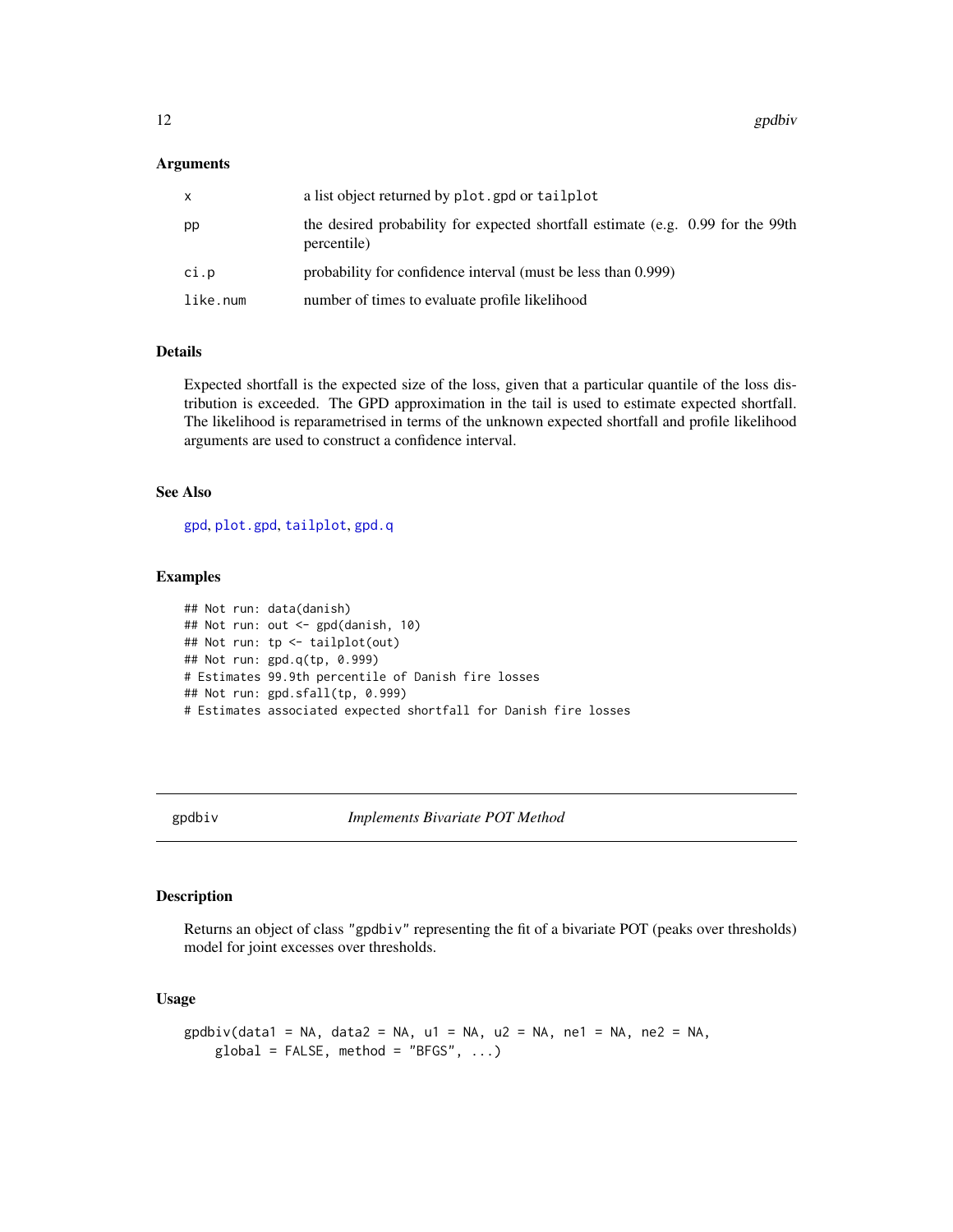### Arguments

| | |
|---|---|
| x | a list object returned by `plot.gpd` or `tailplot` |
| pp | the desired probability for expected shortfall estimate (e.g. 0.99 for the 99th percentile) |
| ci.p | probability for confidence interval (must be less than 0.999) |
| like.num | number of times to evaluate profile likelihood |

### Details

Expected shortfall is the expected size of the loss, given that a particular quantile of the loss distribution is exceeded. The GPD approximation in the tail is used to estimate expected shortfall. The likelihood is reparametrised in terms of the unknown expected shortfall and profile likelihood arguments are used to construct a confidence interval.

### See Also

gpd, plot.gpd, tailplot, gpd.q

### Examples

```
## Not run: data(danish)
## Not run: out <- gpd(danish, 10)
## Not run: tp <- tailplot(out)
## Not run: gpd.q(tp, 0.999)
# Estimates 99.9th percentile of Danish fire losses
## Not run: gpd.sfall(tp, 0.999)
# Estimates associated expected shortfall for Danish fire losses
```

---

## gpdbiv — *Implements Bivariate POT Method*

### Description

Returns an object of class "gpdbiv" representing the fit of a bivariate POT (peaks over thresholds) model for joint excesses over thresholds.

### Usage

```
gpdbiv(data1 = NA, data2 = NA, u1 = NA, u2 = NA, ne1 = NA, ne2 = NA,
    global = FALSE, method = "BFGS", ...)
```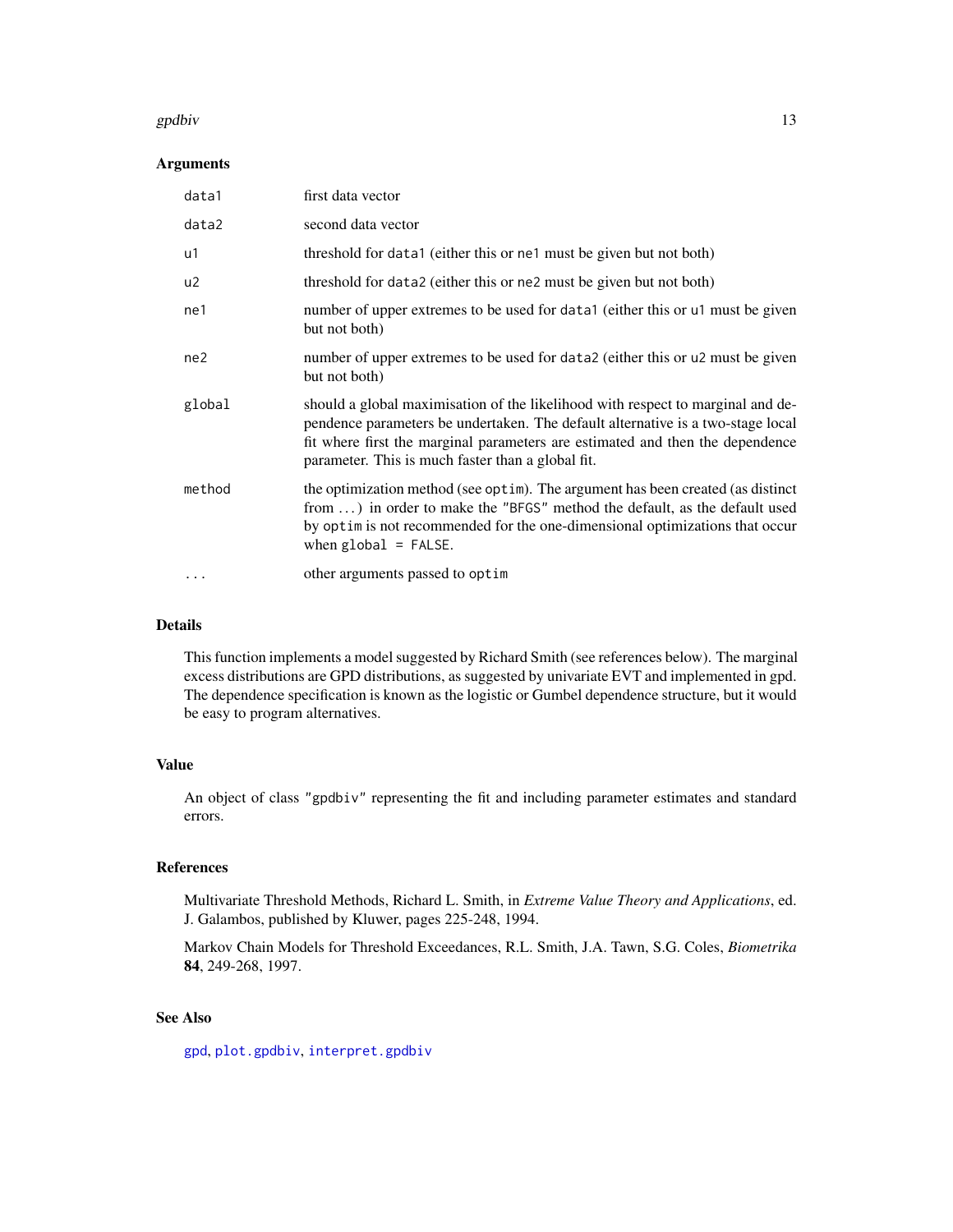### Arguments

| | |
|---|---|
| `data1` | first data vector |
| `data2` | second data vector |
| `u1` | threshold for `data1` (either this or `ne1` must be given but not both) |
| `u2` | threshold for `data2` (either this or `ne2` must be given but not both) |
| `ne1` | number of upper extremes to be used for `data1` (either this or `u1` must be given but not both) |
| `ne2` | number of upper extremes to be used for `data2` (either this or `u2` must be given but not both) |
| `global` | should a global maximisation of the likelihood with respect to marginal and dependence parameters be undertaken. The default alternative is a two-stage local fit where first the marginal parameters are estimated and then the dependence parameter. This is much faster than a global fit. |
| `method` | the optimization method (see `optim`). The argument has been created (as distinct from ...) in order to make the `"BFGS"` method the default, as the default used by `optim` is not recommended for the one-dimensional optimizations that occur when `global = FALSE`. |
| `...` | other arguments passed to `optim` |

### Details

This function implements a model suggested by Richard Smith (see references below). The marginal excess distributions are GPD distributions, as suggested by univariate EVT and implemented in gpd. The dependence specification is known as the logistic or Gumbel dependence structure, but it would be easy to program alternatives.

### Value

An object of class `"gpdbiv"` representing the fit and including parameter estimates and standard errors.

### References

Multivariate Threshold Methods, Richard L. Smith, in *Extreme Value Theory and Applications*, ed. J. Galambos, published by Kluwer, pages 225-248, 1994.

Markov Chain Models for Threshold Exceedances, R.L. Smith, J.A. Tawn, S.G. Coles, *Biometrika* **84**, 249-268, 1997.

### See Also

`gpd`, `plot.gpdbiv`, `interpret.gpdbiv`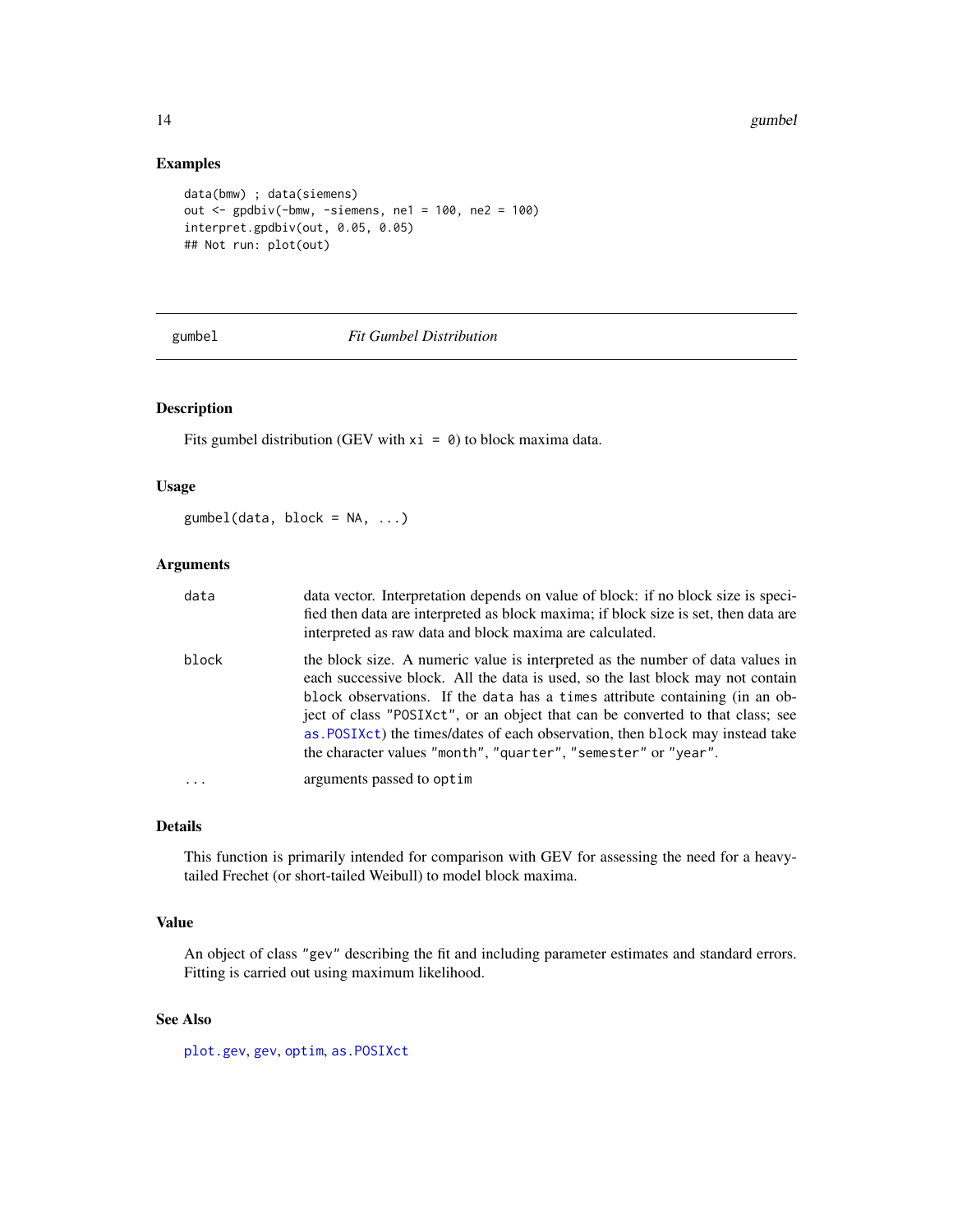### Examples

```
data(bmw) ; data(siemens)
out <- gpdbiv(-bmw, -siemens, ne1 = 100, ne2 = 100)
interpret.gpdbiv(out, 0.05, 0.05)
## Not run: plot(out)
```

---

## gumbel — *Fit Gumbel Distribution*

### Description

Fits gumbel distribution (GEV with `xi = 0`) to block maxima data.

### Usage

```
gumbel(data, block = NA, ...)
```

### Arguments

| | |
|---|---|
| `data` | data vector. Interpretation depends on value of block: if no block size is specified then data are interpreted as block maxima; if block size is set, then data are interpreted as raw data and block maxima are calculated. |
| `block` | the block size. A numeric value is interpreted as the number of data values in each successive block. All the data is used, so the last block may not contain `block` observations. If the `data` has a `times` attribute containing (in an object of class `"POSIXct"`, or an object that can be converted to that class; see `as.POSIXct`) the times/dates of each observation, then `block` may instead take the character values `"month"`, `"quarter"`, `"semester"` or `"year"`. |
| `...` | arguments passed to `optim` |

### Details

This function is primarily intended for comparison with GEV for assessing the need for a heavy-tailed Frechet (or short-tailed Weibull) to model block maxima.

### Value

An object of class `"gev"` describing the fit and including parameter estimates and standard errors. Fitting is carried out using maximum likelihood.

### See Also

`plot.gev`, `gev`, `optim`, `as.POSIXct`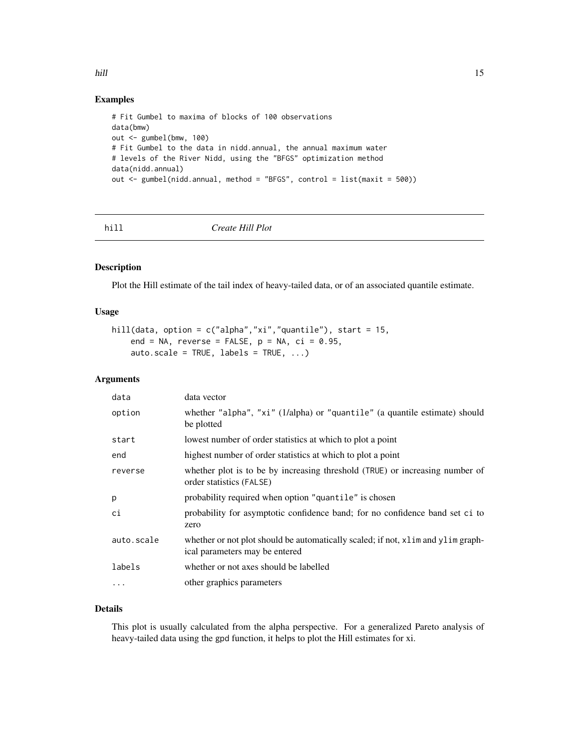### Examples

```
# Fit Gumbel to maxima of blocks of 100 observations
data(bmw)
out <- gumbel(bmw, 100)
# Fit Gumbel to the data in nidd.annual, the annual maximum water
# levels of the River Nidd, using the "BFGS" optimization method
data(nidd.annual)
out <- gumbel(nidd.annual, method = "BFGS", control = list(maxit = 500))
```

---

## hill — *Create Hill Plot*

### Description

Plot the Hill estimate of the tail index of heavy-tailed data, or of an associated quantile estimate.

### Usage

```
hill(data, option = c("alpha","xi","quantile"), start = 15,
    end = NA, reverse = FALSE, p = NA, ci = 0.95,
    auto.scale = TRUE, labels = TRUE, ...)
```

### Arguments

| | |
|---|---|
| data | data vector |
| option | whether "alpha", "xi" (1/alpha) or "quantile" (a quantile estimate) should be plotted |
| start | lowest number of order statistics at which to plot a point |
| end | highest number of order statistics at which to plot a point |
| reverse | whether plot is to be by increasing threshold (TRUE) or increasing number of order statistics (FALSE) |
| p | probability required when option "quantile" is chosen |
| ci | probability for asymptotic confidence band; for no confidence band set ci to zero |
| auto.scale | whether or not plot should be automatically scaled; if not, xlim and ylim graphical parameters may be entered |
| labels | whether or not axes should be labelled |
| ... | other graphics parameters |

### Details

This plot is usually calculated from the alpha perspective. For a generalized Pareto analysis of heavy-tailed data using the gpd function, it helps to plot the Hill estimates for xi.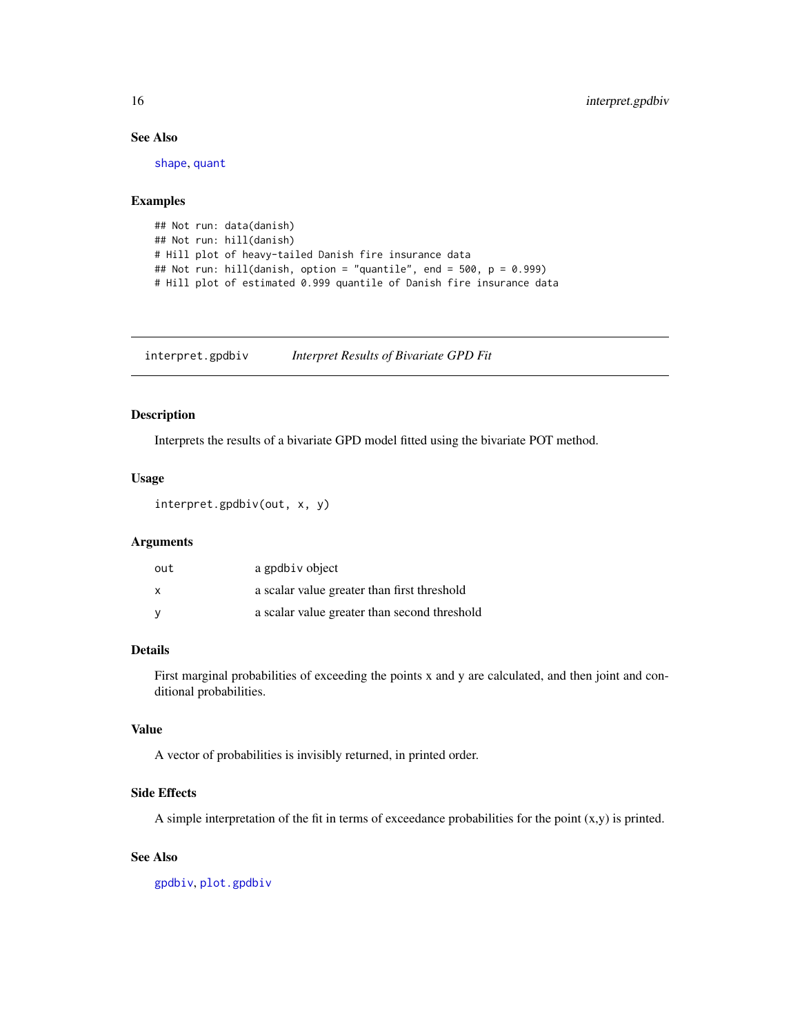### See Also

shape, quant

### Examples

```
## Not run: data(danish)
## Not run: hill(danish)
# Hill plot of heavy-tailed Danish fire insurance data
## Not run: hill(danish, option = "quantile", end = 500, p = 0.999)
# Hill plot of estimated 0.999 quantile of Danish fire insurance data
```

---

## interpret.gpdbiv *Interpret Results of Bivariate GPD Fit*

---

### Description

Interprets the results of a bivariate GPD model fitted using the bivariate POT method.

### Usage

```
interpret.gpdbiv(out, x, y)
```

### Arguments

| | |
|---|---|
| out | a gpdbiv object |
| x | a scalar value greater than first threshold |
| y | a scalar value greater than second threshold |

### Details

First marginal probabilities of exceeding the points x and y are calculated, and then joint and conditional probabilities.

### Value

A vector of probabilities is invisibly returned, in printed order.

### Side Effects

A simple interpretation of the fit in terms of exceedance probabilities for the point (x,y) is printed.

### See Also

gpdbiv, plot.gpdbiv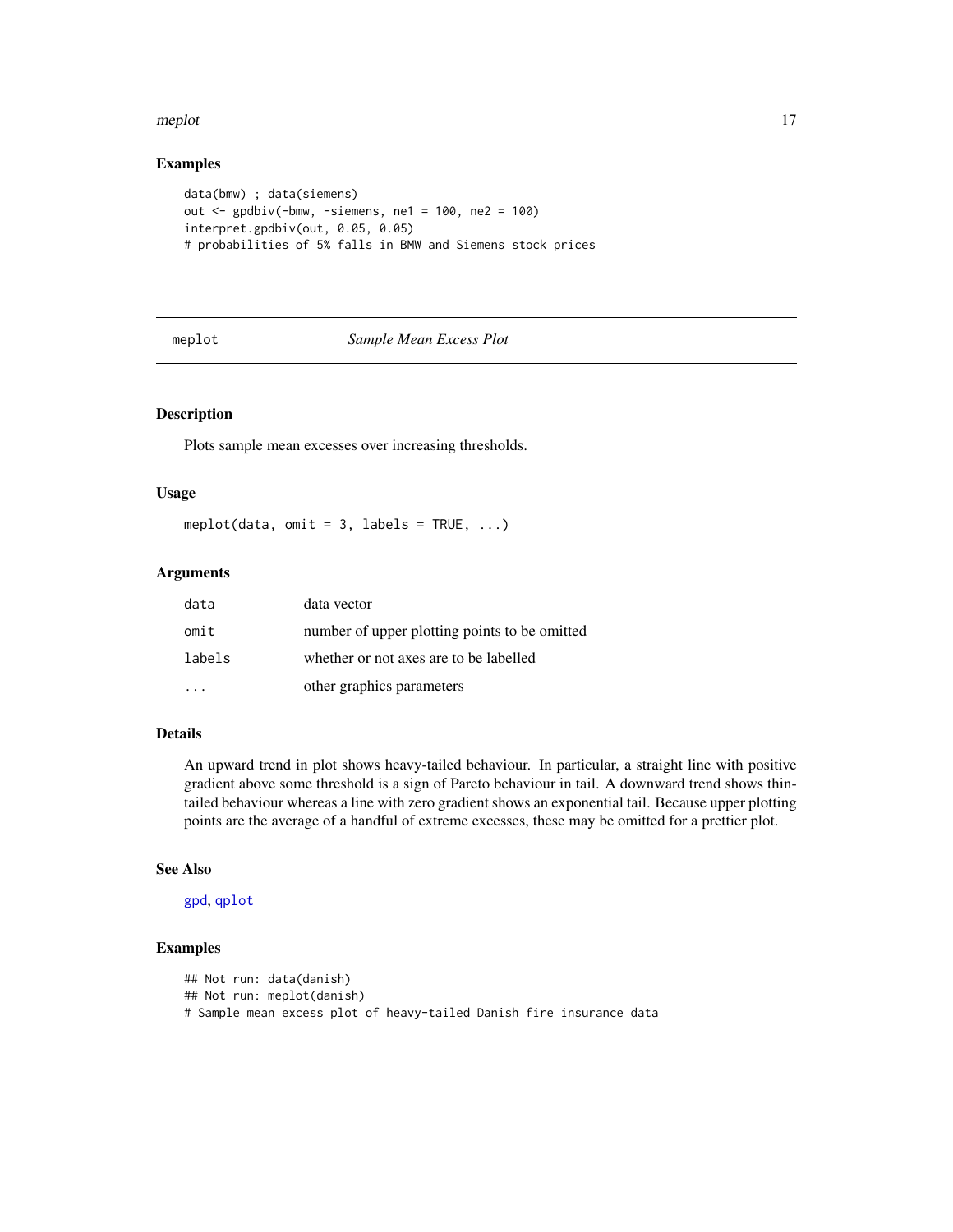## Examples

```
data(bmw) ; data(siemens)
out <- gpdbiv(-bmw, -siemens, ne1 = 100, ne2 = 100)
interpret.gpdbiv(out, 0.05, 0.05)
# probabilities of 5% falls in BMW and Siemens stock prices
```

# meplot — *Sample Mean Excess Plot*

## Description

Plots sample mean excesses over increasing thresholds.

## Usage

```
meplot(data, omit = 3, labels = TRUE, ...)
```

## Arguments

| | |
|---|---|
| data | data vector |
| omit | number of upper plotting points to be omitted |
| labels | whether or not axes are to be labelled |
| ... | other graphics parameters |

## Details

An upward trend in plot shows heavy-tailed behaviour. In particular, a straight line with positive gradient above some threshold is a sign of Pareto behaviour in tail. A downward trend shows thin-tailed behaviour whereas a line with zero gradient shows an exponential tail. Because upper plotting points are the average of a handful of extreme excesses, these may be omitted for a prettier plot.

## See Also

gpd, qplot

## Examples

```
## Not run: data(danish)
## Not run: meplot(danish)
# Sample mean excess plot of heavy-tailed Danish fire insurance data
```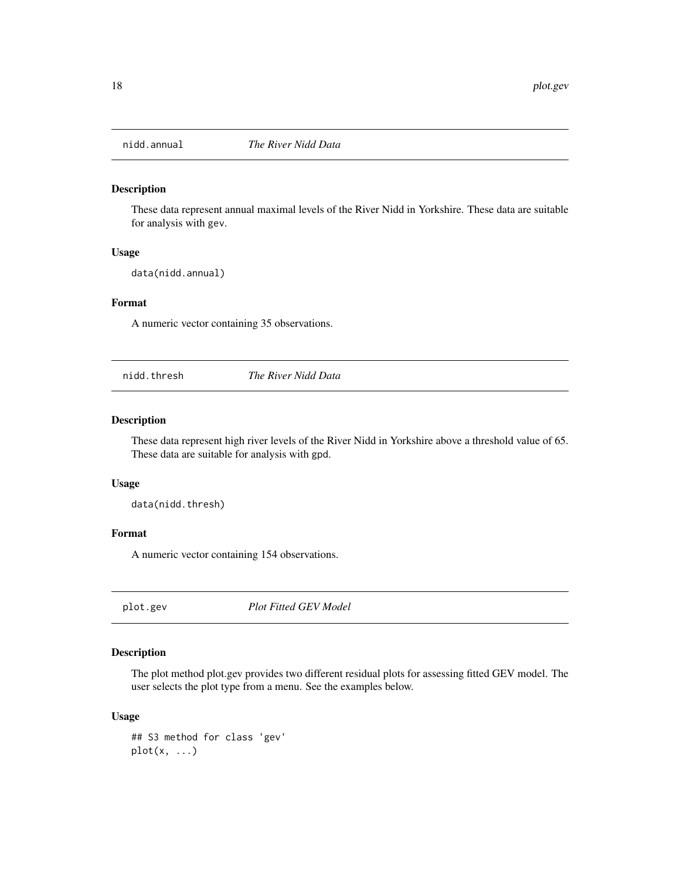## nidd.annual *The River Nidd Data*

### Description

These data represent annual maximal levels of the River Nidd in Yorkshire. These data are suitable for analysis with gev.

### Usage

```
data(nidd.annual)
```

### Format

A numeric vector containing 35 observations.

## nidd.thresh *The River Nidd Data*

### Description

These data represent high river levels of the River Nidd in Yorkshire above a threshold value of 65. These data are suitable for analysis with gpd.

### Usage

```
data(nidd.thresh)
```

### Format

A numeric vector containing 154 observations.

## plot.gev *Plot Fitted GEV Model*

### Description

The plot method plot.gev provides two different residual plots for assessing fitted GEV model. The user selects the plot type from a menu. See the examples below.

### Usage

```
## S3 method for class 'gev'
plot(x, ...)
```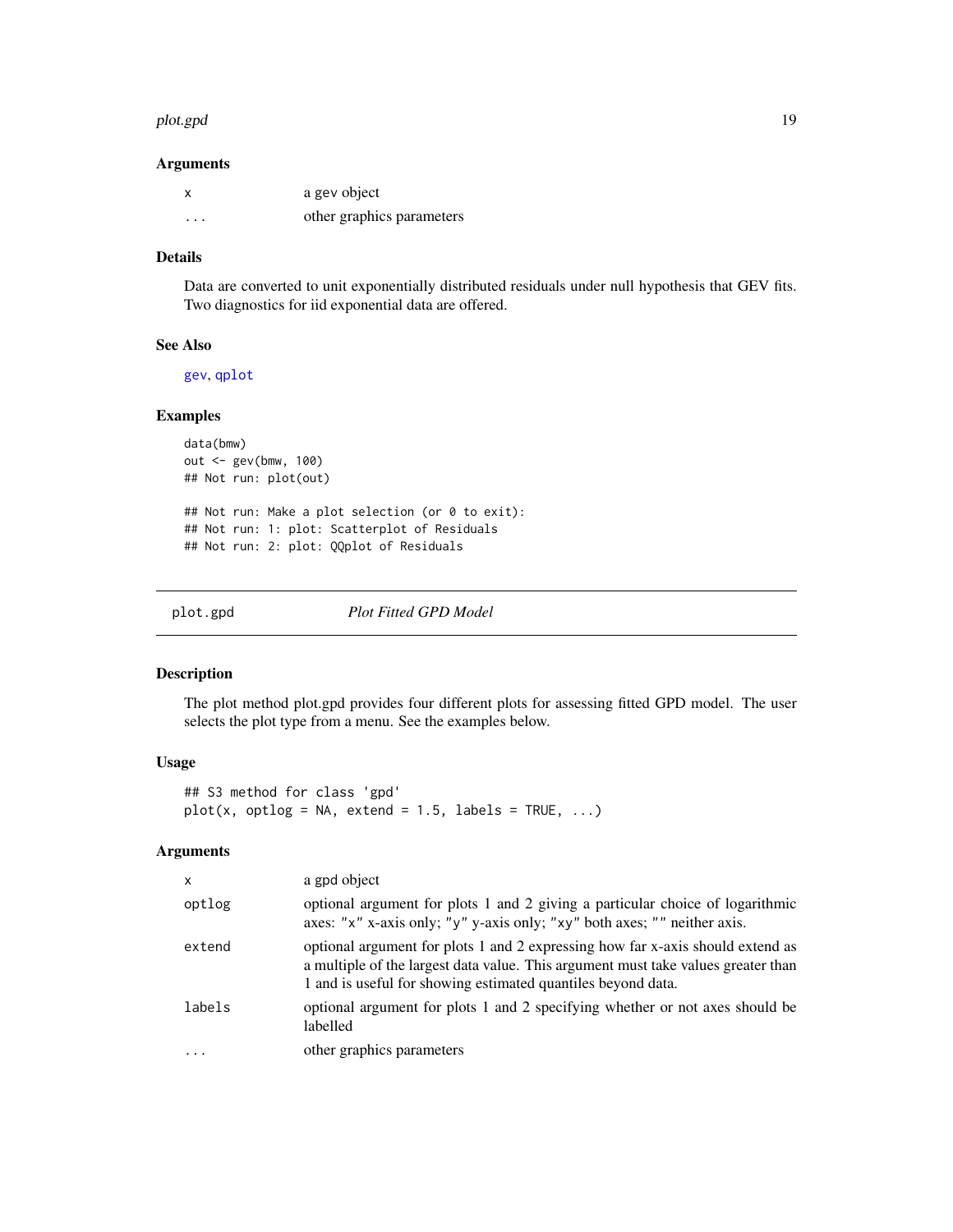### Arguments

| | |
|---|---|
| `x` | a gev object |
| `...` | other graphics parameters |

### Details

Data are converted to unit exponentially distributed residuals under null hypothesis that GEV fits. Two diagnostics for iid exponential data are offered.

### See Also

`gev`, `qplot`

### Examples

```
data(bmw)
out <- gev(bmw, 100)
## Not run: plot(out)

## Not run: Make a plot selection (or 0 to exit):
## Not run: 1: plot: Scatterplot of Residuals
## Not run: 2: plot: QQplot of Residuals
```

---

## plot.gpd    *Plot Fitted GPD Model*

---

### Description

The plot method plot.gpd provides four different plots for assessing fitted GPD model. The user selects the plot type from a menu. See the examples below.

### Usage

```
## S3 method for class 'gpd'
plot(x, optlog = NA, extend = 1.5, labels = TRUE, ...)
```

### Arguments

| | |
|---|---|
| `x` | a gpd object |
| `optlog` | optional argument for plots 1 and 2 giving a particular choice of logarithmic axes: "x" x-axis only; "y" y-axis only; "xy" both axes; "" neither axis. |
| `extend` | optional argument for plots 1 and 2 expressing how far x-axis should extend as a multiple of the largest data value. This argument must take values greater than 1 and is useful for showing estimated quantiles beyond data. |
| `labels` | optional argument for plots 1 and 2 specifying whether or not axes should be labelled |
| `...` | other graphics parameters |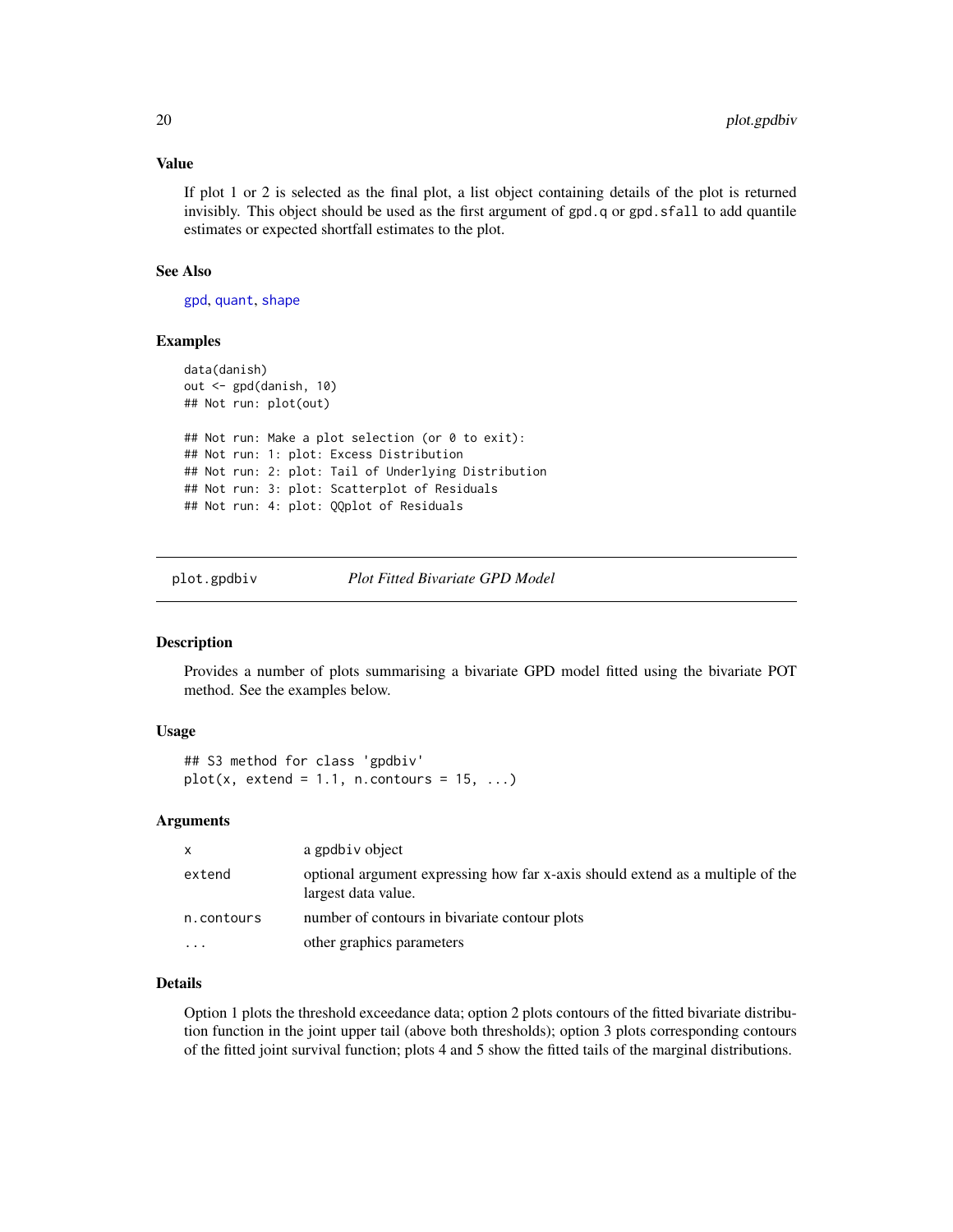### Value

If plot 1 or 2 is selected as the final plot, a list object containing details of the plot is returned invisibly. This object should be used as the first argument of `gpd.q` or `gpd.sfall` to add quantile estimates or expected shortfall estimates to the plot.

### See Also

gpd, quant, shape

### Examples

```
data(danish)
out <- gpd(danish, 10)
## Not run: plot(out)

## Not run: Make a plot selection (or 0 to exit):
## Not run: 1: plot: Excess Distribution
## Not run: 2: plot: Tail of Underlying Distribution
## Not run: 3: plot: Scatterplot of Residuals
## Not run: 4: plot: QQplot of Residuals
```

---

## plot.gpdbiv — *Plot Fitted Bivariate GPD Model*

### Description

Provides a number of plots summarising a bivariate GPD model fitted using the bivariate POT method. See the examples below.

### Usage

```
## S3 method for class 'gpdbiv'
plot(x, extend = 1.1, n.contours = 15, ...)
```

### Arguments

| | |
|---|---|
| `x` | a gpdbiv object |
| `extend` | optional argument expressing how far x-axis should extend as a multiple of the largest data value. |
| `n.contours` | number of contours in bivariate contour plots |
| `...` | other graphics parameters |

### Details

Option 1 plots the threshold exceedance data; option 2 plots contours of the fitted bivariate distribution function in the joint upper tail (above both thresholds); option 3 plots corresponding contours of the fitted joint survival function; plots 4 and 5 show the fitted tails of the marginal distributions.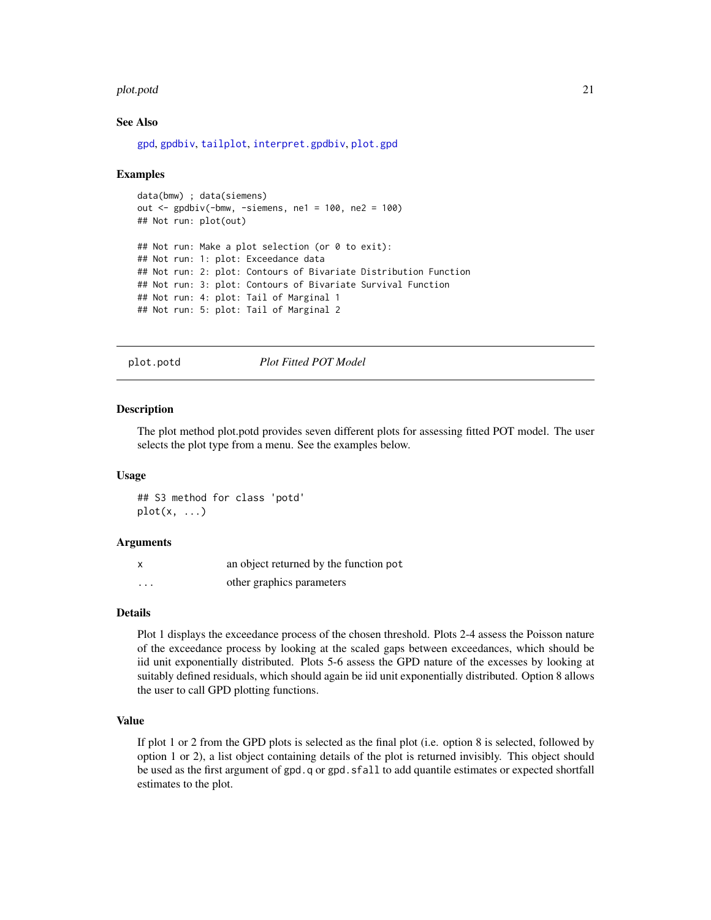### See Also

gpd, gpdbiv, tailplot, interpret.gpdbiv, plot.gpd

### Examples

```
data(bmw) ; data(siemens)
out <- gpdbiv(-bmw, -siemens, ne1 = 100, ne2 = 100)
## Not run: plot(out)

## Not run: Make a plot selection (or 0 to exit):
## Not run: 1: plot: Exceedance data
## Not run: 2: plot: Contours of Bivariate Distribution Function
## Not run: 3: plot: Contours of Bivariate Survival Function
## Not run: 4: plot: Tail of Marginal 1
## Not run: 5: plot: Tail of Marginal 2
```

---

## plot.potd *Plot Fitted POT Model*

### Description

The plot method plot.potd provides seven different plots for assessing fitted POT model. The user selects the plot type from a menu. See the examples below.

### Usage

```
## S3 method for class 'potd'
plot(x, ...)
```

### Arguments

| | |
|---|---|
| x | an object returned by the function pot |
| ... | other graphics parameters |

### Details

Plot 1 displays the exceedance process of the chosen threshold. Plots 2-4 assess the Poisson nature of the exceedance process by looking at the scaled gaps between exceedances, which should be iid unit exponentially distributed. Plots 5-6 assess the GPD nature of the excesses by looking at suitably defined residuals, which should again be iid unit exponentially distributed. Option 8 allows the user to call GPD plotting functions.

### Value

If plot 1 or 2 from the GPD plots is selected as the final plot (i.e. option 8 is selected, followed by option 1 or 2), a list object containing details of the plot is returned invisibly. This object should be used as the first argument of `gpd.q` or `gpd.sfall` to add quantile estimates or expected shortfall estimates to the plot.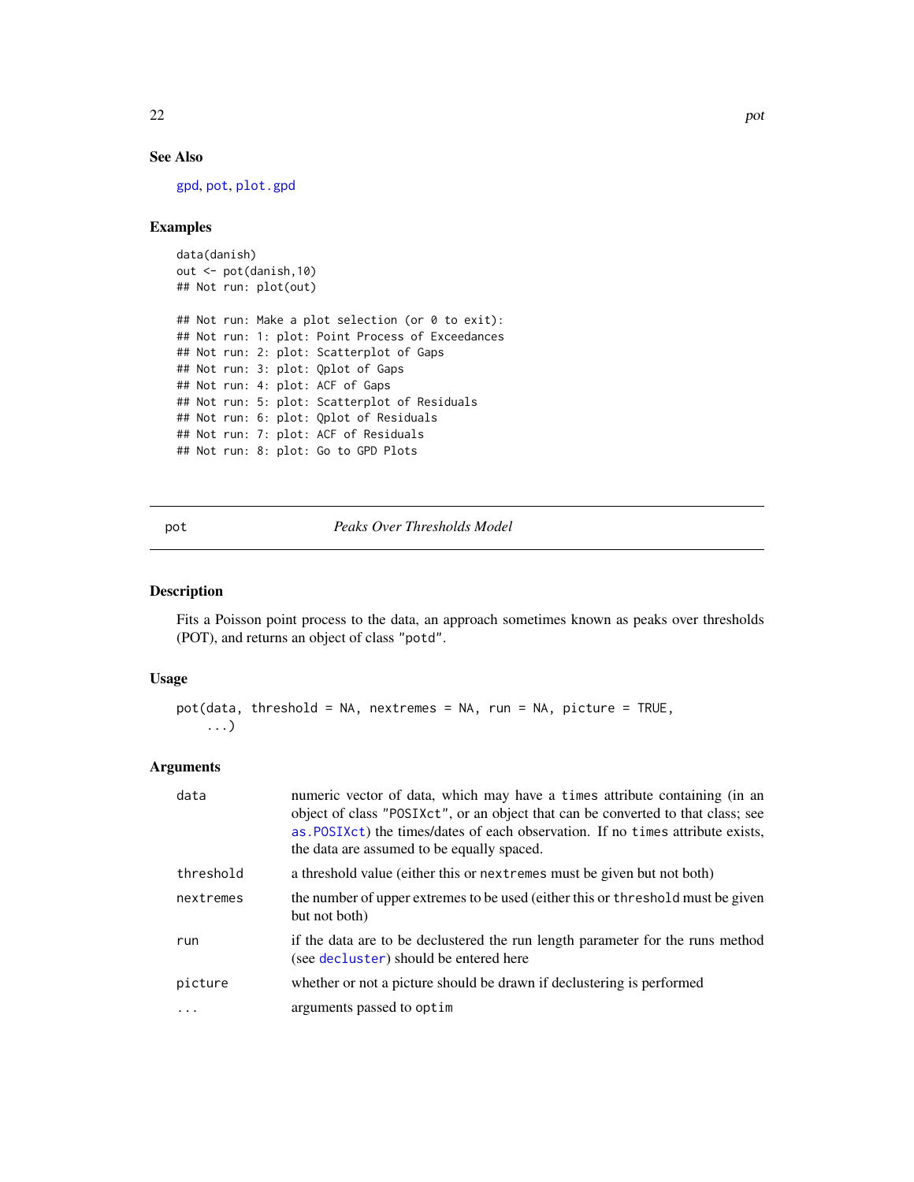### See Also

gpd, pot, plot.gpd

### Examples

```
data(danish)
out <- pot(danish,10)
## Not run: plot(out)

## Not run: Make a plot selection (or 0 to exit):
## Not run: 1: plot: Point Process of Exceedances
## Not run: 2: plot: Scatterplot of Gaps
## Not run: 3: plot: Qplot of Gaps
## Not run: 4: plot: ACF of Gaps
## Not run: 5: plot: Scatterplot of Residuals
## Not run: 6: plot: Qplot of Residuals
## Not run: 7: plot: ACF of Residuals
## Not run: 8: plot: Go to GPD Plots
```

---

## pot — *Peaks Over Thresholds Model*

### Description

Fits a Poisson point process to the data, an approach sometimes known as peaks over thresholds (POT), and returns an object of class "potd".

### Usage

```
pot(data, threshold = NA, nextremes = NA, run = NA, picture = TRUE,
    ...)
```

### Arguments

| | |
|---|---|
| `data` | numeric vector of data, which may have a `times` attribute containing (in an object of class "POSIXct", or an object that can be converted to that class; see `as.POSIXct`) the times/dates of each observation. If no `times` attribute exists, the data are assumed to be equally spaced. |
| `threshold` | a threshold value (either this or `nextremes` must be given but not both) |
| `nextremes` | the number of upper extremes to be used (either this or `threshold` must be given but not both) |
| `run` | if the data are to be declustered the run length parameter for the runs method (see `decluster`) should be entered here |
| `picture` | whether or not a picture should be drawn if declustering is performed |
| `...` | arguments passed to `optim` |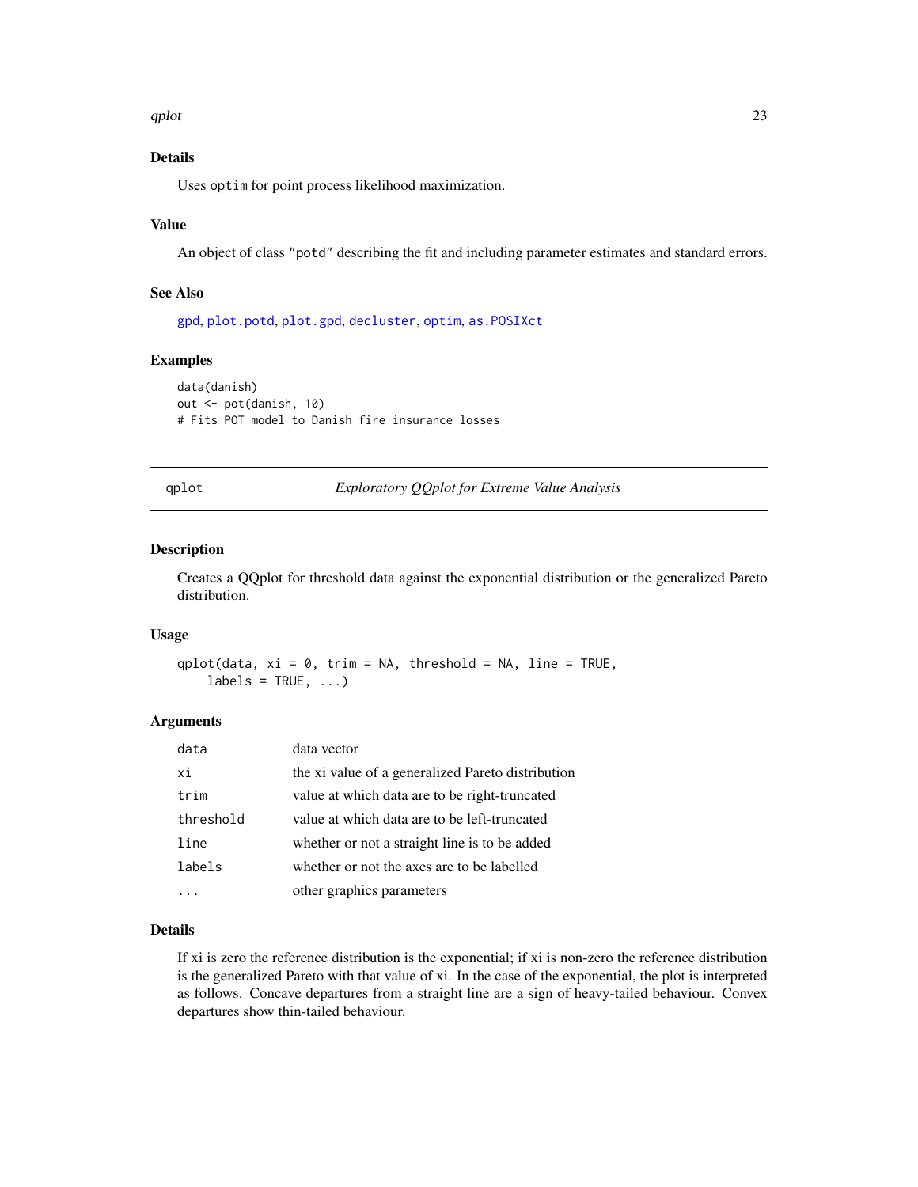## Details

Uses `optim` for point process likelihood maximization.

## Value

An object of class "potd" describing the fit and including parameter estimates and standard errors.

## See Also

`gpd`, `plot.potd`, `plot.gpd`, `decluster`, `optim`, `as.POSIXct`

## Examples

```
data(danish)
out <- pot(danish, 10)
# Fits POT model to Danish fire insurance losses
```

---

# qplot — *Exploratory QQplot for Extreme Value Analysis*

## Description

Creates a QQplot for threshold data against the exponential distribution or the generalized Pareto distribution.

## Usage

```
qplot(data, xi = 0, trim = NA, threshold = NA, line = TRUE,
    labels = TRUE, ...)
```

## Arguments

| | |
|---|---|
| `data` | data vector |
| `xi` | the xi value of a generalized Pareto distribution |
| `trim` | value at which data are to be right-truncated |
| `threshold` | value at which data are to be left-truncated |
| `line` | whether or not a straight line is to be added |
| `labels` | whether or not the axes are to be labelled |
| `...` | other graphics parameters |

## Details

If xi is zero the reference distribution is the exponential; if xi is non-zero the reference distribution is the generalized Pareto with that value of xi. In the case of the exponential, the plot is interpreted as follows. Concave departures from a straight line are a sign of heavy-tailed behaviour. Convex departures show thin-tailed behaviour.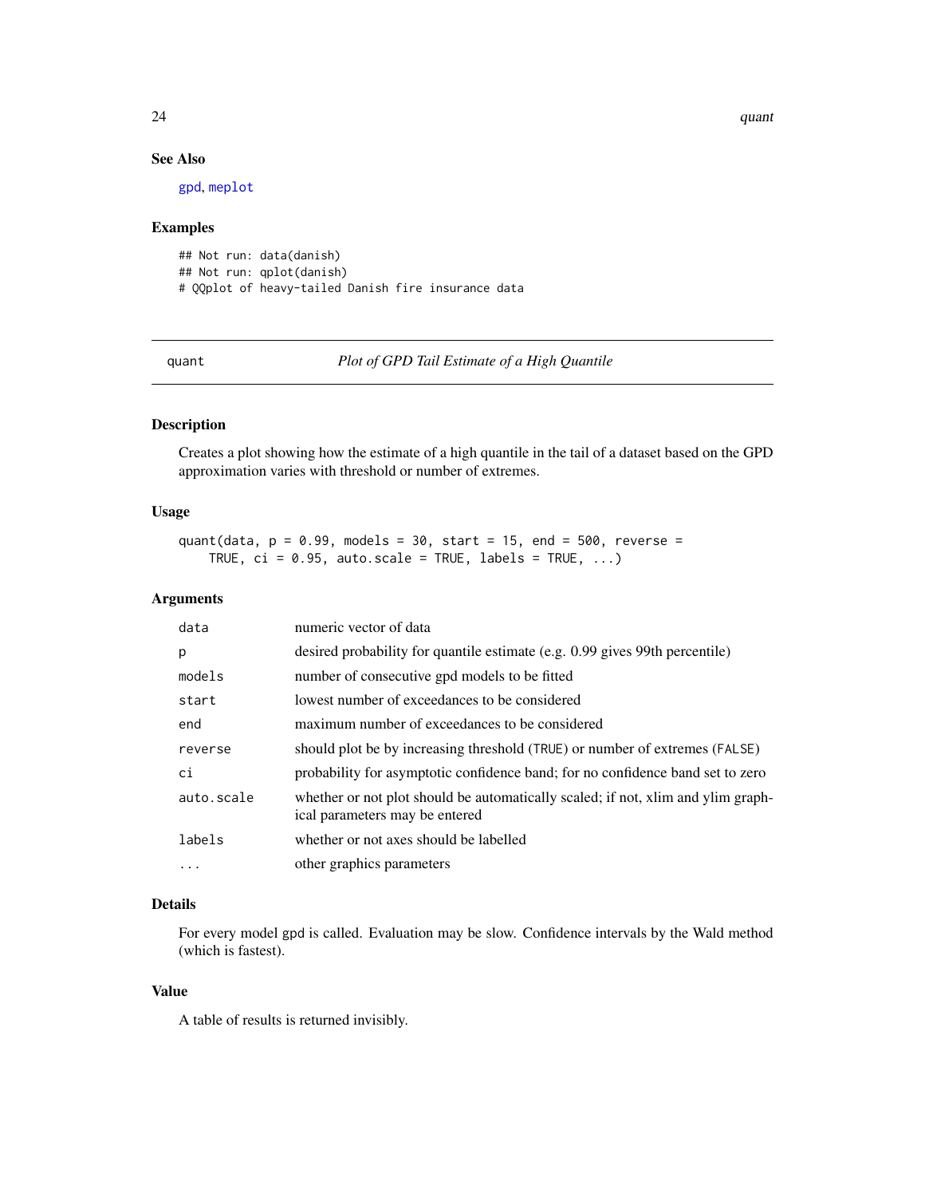## See Also

gpd, meplot

## Examples

```
## Not run: data(danish)
## Not run: qplot(danish)
# QQplot of heavy-tailed Danish fire insurance data
```

---

# quant — *Plot of GPD Tail Estimate of a High Quantile*

## Description

Creates a plot showing how the estimate of a high quantile in the tail of a dataset based on the GPD approximation varies with threshold or number of extremes.

## Usage

```
quant(data, p = 0.99, models = 30, start = 15, end = 500, reverse =
    TRUE, ci = 0.95, auto.scale = TRUE, labels = TRUE, ...)
```

## Arguments

| | |
|---|---|
| data | numeric vector of data |
| p | desired probability for quantile estimate (e.g. 0.99 gives 99th percentile) |
| models | number of consecutive gpd models to be fitted |
| start | lowest number of exceedances to be considered |
| end | maximum number of exceedances to be considered |
| reverse | should plot be by increasing threshold (TRUE) or number of extremes (FALSE) |
| ci | probability for asymptotic confidence band; for no confidence band set to zero |
| auto.scale | whether or not plot should be automatically scaled; if not, xlim and ylim graphical parameters may be entered |
| labels | whether or not axes should be labelled |
| ... | other graphics parameters |

## Details

For every model gpd is called. Evaluation may be slow. Confidence intervals by the Wald method (which is fastest).

## Value

A table of results is returned invisibly.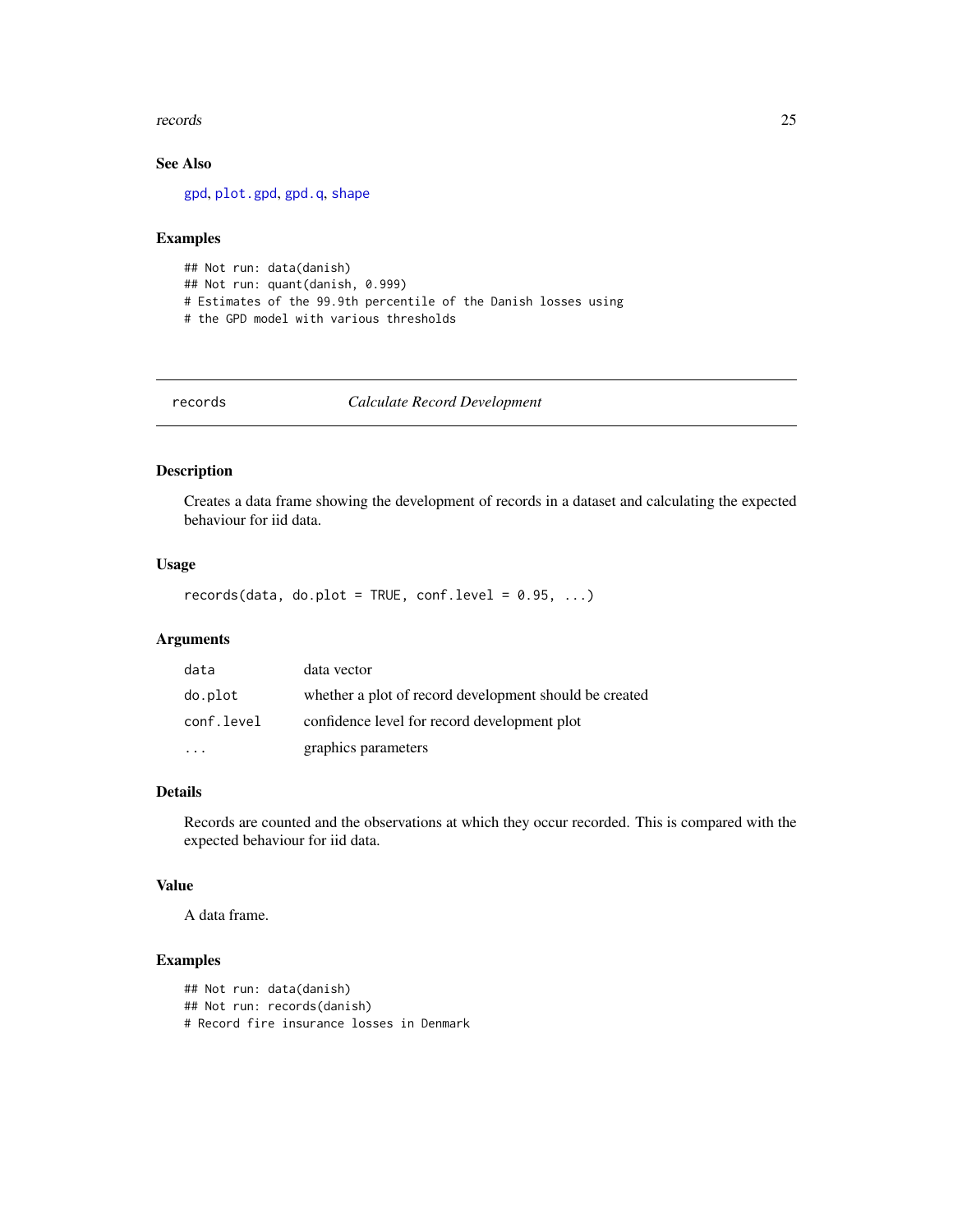### See Also

gpd, plot.gpd, gpd.q, shape

### Examples

```
## Not run: data(danish)
## Not run: quant(danish, 0.999)
# Estimates of the 99.9th percentile of the Danish losses using
# the GPD model with various thresholds
```

---

## records *Calculate Record Development*

---

### Description

Creates a data frame showing the development of records in a dataset and calculating the expected behaviour for iid data.

### Usage

```
records(data, do.plot = TRUE, conf.level = 0.95, ...)
```

### Arguments

| | |
|---|---|
| `data` | data vector |
| `do.plot` | whether a plot of record development should be created |
| `conf.level` | confidence level for record development plot |
| `...` | graphics parameters |

### Details

Records are counted and the observations at which they occur recorded. This is compared with the expected behaviour for iid data.

### Value

A data frame.

### Examples

```
## Not run: data(danish)
## Not run: records(danish)
# Record fire insurance losses in Denmark
```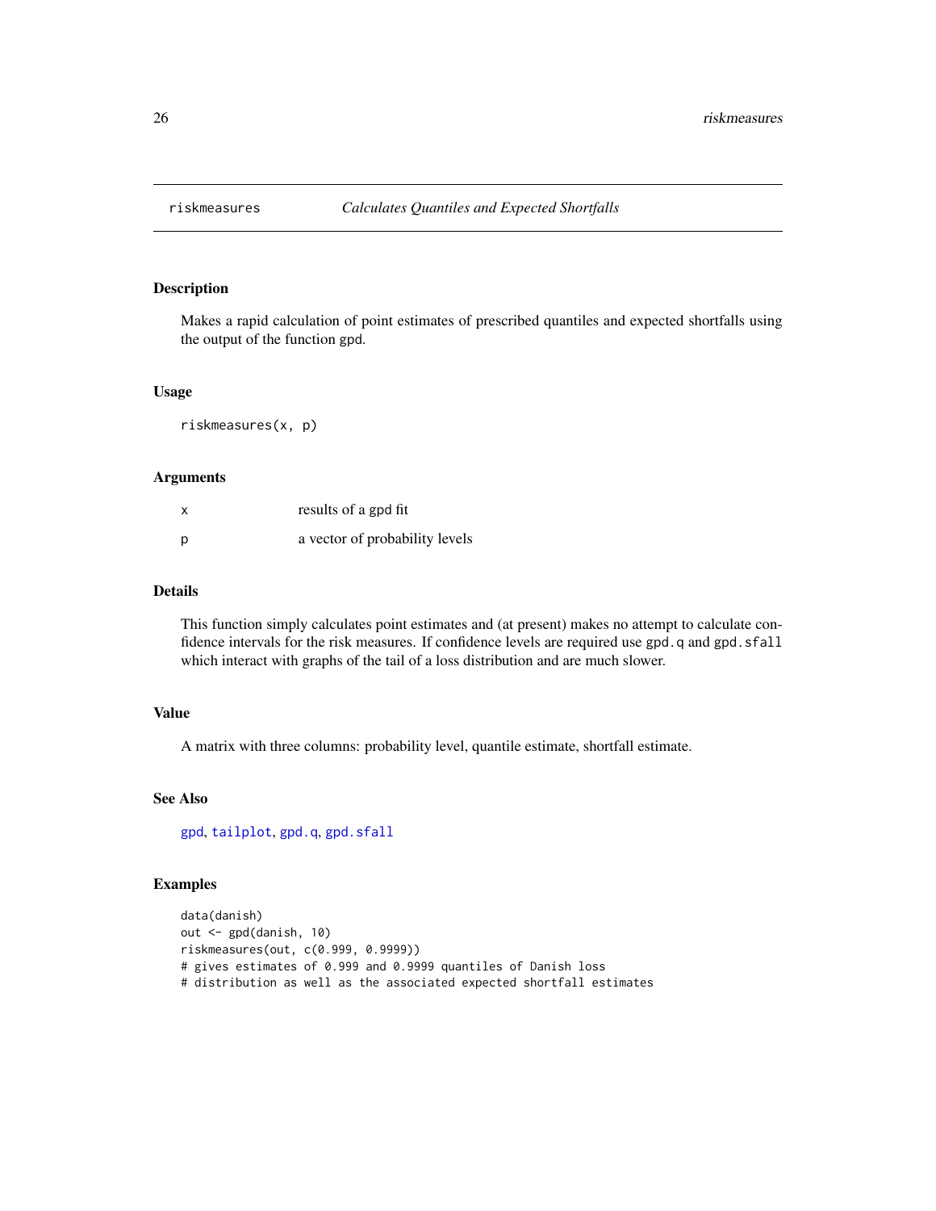# riskmeasures *Calculates Quantiles and Expected Shortfalls*

## Description

Makes a rapid calculation of point estimates of prescribed quantiles and expected shortfalls using the output of the function gpd.

## Usage

```
riskmeasures(x, p)
```

## Arguments

| | |
|---|---|
| x | results of a gpd fit |
| p | a vector of probability levels |

## Details

This function simply calculates point estimates and (at present) makes no attempt to calculate confidence intervals for the risk measures. If confidence levels are required use `gpd.q` and `gpd.sfall` which interact with graphs of the tail of a loss distribution and are much slower.

## Value

A matrix with three columns: probability level, quantile estimate, shortfall estimate.

## See Also

`gpd`, `tailplot`, `gpd.q`, `gpd.sfall`

## Examples

```
data(danish)
out <- gpd(danish, 10)
riskmeasures(out, c(0.999, 0.9999))
# gives estimates of 0.999 and 0.9999 quantiles of Danish loss
# distribution as well as the associated expected shortfall estimates
```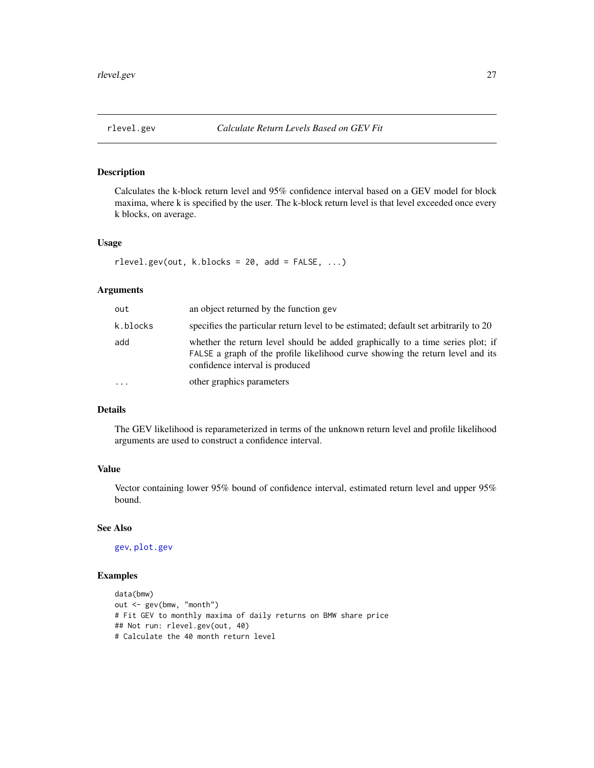# rlevel.gev — *Calculate Return Levels Based on GEV Fit*

## Description

Calculates the k-block return level and 95% confidence interval based on a GEV model for block maxima, where k is specified by the user. The k-block return level is that level exceeded once every k blocks, on average.

## Usage

```
rlevel.gev(out, k.blocks = 20, add = FALSE, ...)
```

## Arguments

| | |
|---|---|
| `out` | an object returned by the function gev |
| `k.blocks` | specifies the particular return level to be estimated; default set arbitrarily to 20 |
| `add` | whether the return level should be added graphically to a time series plot; if `FALSE` a graph of the profile likelihood curve showing the return level and its confidence interval is produced |
| `...` | other graphics parameters |

## Details

The GEV likelihood is reparameterized in terms of the unknown return level and profile likelihood arguments are used to construct a confidence interval.

## Value

Vector containing lower 95% bound of confidence interval, estimated return level and upper 95% bound.

## See Also

`gev`, `plot.gev`

## Examples

```
data(bmw)
out <- gev(bmw, "month")
# Fit GEV to monthly maxima of daily returns on BMW share price
## Not run: rlevel.gev(out, 40)
# Calculate the 40 month return level
```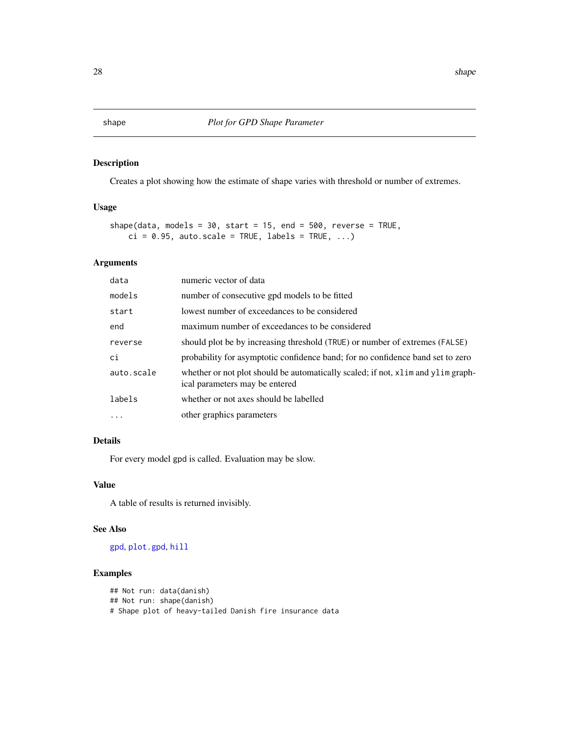## shape *Plot for GPD Shape Parameter*

### Description

Creates a plot showing how the estimate of shape varies with threshold or number of extremes.

### Usage

```
shape(data, models = 30, start = 15, end = 500, reverse = TRUE,
    ci = 0.95, auto.scale = TRUE, labels = TRUE, ...)
```

### Arguments

| | |
|---|---|
| `data` | numeric vector of data |
| `models` | number of consecutive gpd models to be fitted |
| `start` | lowest number of exceedances to be considered |
| `end` | maximum number of exceedances to be considered |
| `reverse` | should plot be by increasing threshold (`TRUE`) or number of extremes (`FALSE`) |
| `ci` | probability for asymptotic confidence band; for no confidence band set to zero |
| `auto.scale` | whether or not plot should be automatically scaled; if not, `xlim` and `ylim` graphical parameters may be entered |
| `labels` | whether or not axes should be labelled |
| `...` | other graphics parameters |

### Details

For every model gpd is called. Evaluation may be slow.

### Value

A table of results is returned invisibly.

### See Also

`gpd`, `plot.gpd`, `hill`

### Examples

```
## Not run: data(danish)
## Not run: shape(danish)
# Shape plot of heavy-tailed Danish fire insurance data
```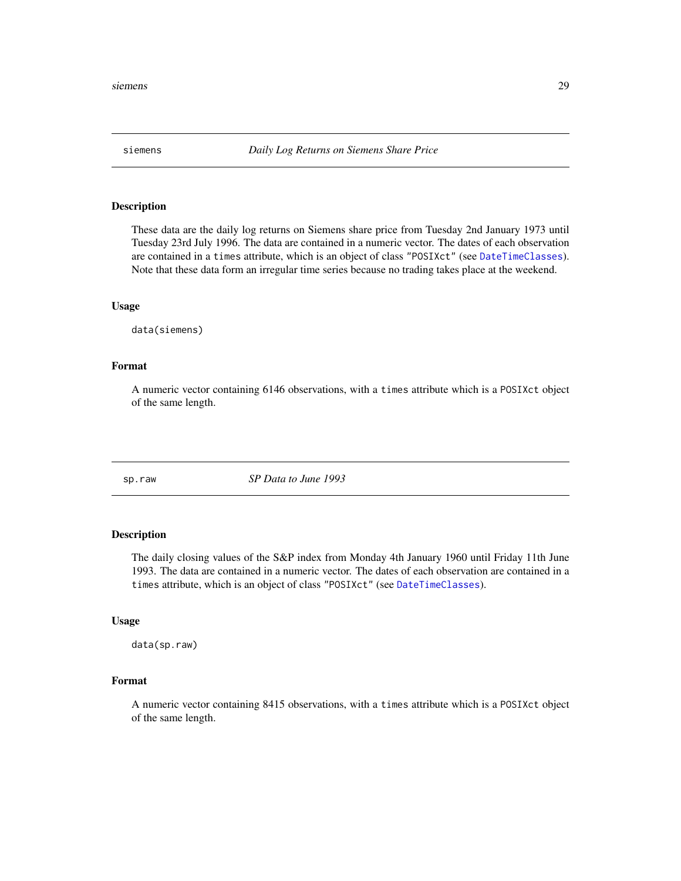## siemens — *Daily Log Returns on Siemens Share Price*

### Description

These data are the daily log returns on Siemens share price from Tuesday 2nd January 1973 until Tuesday 23rd July 1996. The data are contained in a numeric vector. The dates of each observation are contained in a `times` attribute, which is an object of class `"POSIXct"` (see `DateTimeClasses`). Note that these data form an irregular time series because no trading takes place at the weekend.

### Usage

```
data(siemens)
```

### Format

A numeric vector containing 6146 observations, with a `times` attribute which is a `POSIXct` object of the same length.

## sp.raw — *SP Data to June 1993*

### Description

The daily closing values of the S&P index from Monday 4th January 1960 until Friday 11th June 1993. The data are contained in a numeric vector. The dates of each observation are contained in a `times` attribute, which is an object of class `"POSIXct"` (see `DateTimeClasses`).

### Usage

```
data(sp.raw)
```

### Format

A numeric vector containing 8415 observations, with a `times` attribute which is a `POSIXct` object of the same length.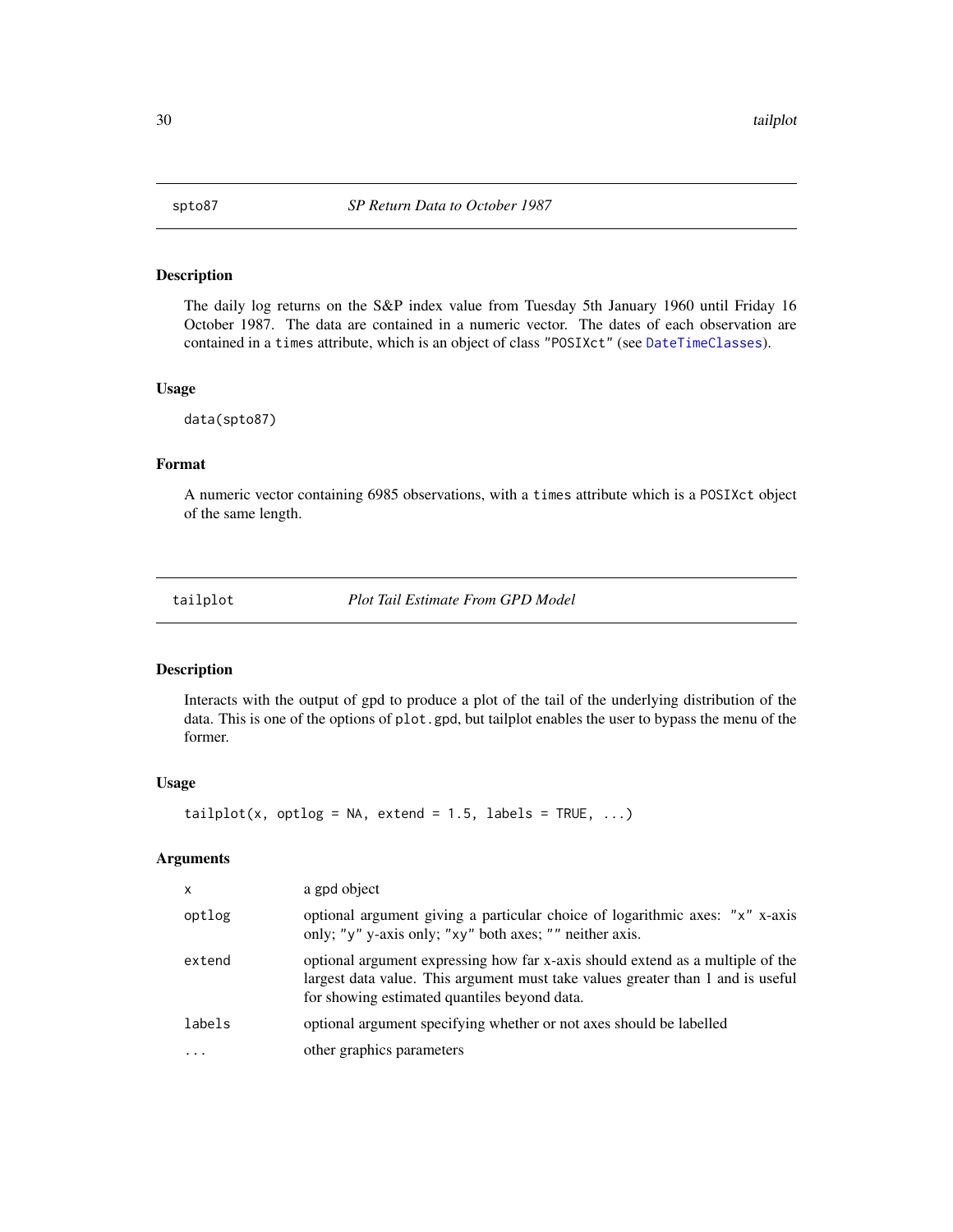## spto87 — *SP Return Data to October 1987*

### Description

The daily log returns on the S&P index value from Tuesday 5th January 1960 until Friday 16 October 1987. The data are contained in a numeric vector. The dates of each observation are contained in a `times` attribute, which is an object of class `"POSIXct"` (see `DateTimeClasses`).

### Usage

```
data(spto87)
```

### Format

A numeric vector containing 6985 observations, with a `times` attribute which is a `POSIXct` object of the same length.

## tailplot — *Plot Tail Estimate From GPD Model*

### Description

Interacts with the output of gpd to produce a plot of the tail of the underlying distribution of the data. This is one of the options of `plot.gpd`, but tailplot enables the user to bypass the menu of the former.

### Usage

```
tailplot(x, optlog = NA, extend = 1.5, labels = TRUE, ...)
```

### Arguments

| | |
|---|---|
| `x` | a gpd object |
| `optlog` | optional argument giving a particular choice of logarithmic axes: `"x"` x-axis only; `"y"` y-axis only; `"xy"` both axes; `""` neither axis. |
| `extend` | optional argument expressing how far x-axis should extend as a multiple of the largest data value. This argument must take values greater than 1 and is useful for showing estimated quantiles beyond data. |
| `labels` | optional argument specifying whether or not axes should be labelled |
| `...` | other graphics parameters |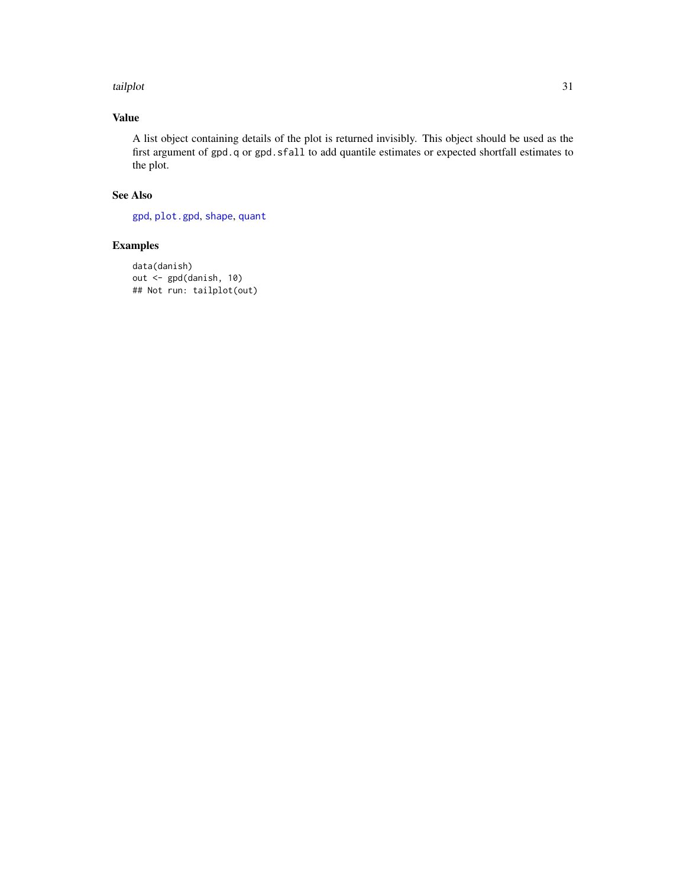## Value

A list object containing details of the plot is returned invisibly. This object should be used as the first argument of `gpd.q` or `gpd.sfall` to add quantile estimates or expected shortfall estimates to the plot.

## See Also

`gpd`, `plot.gpd`, `shape`, `quant`

## Examples

```
data(danish)
out <- gpd(danish, 10)
## Not run: tailplot(out)
```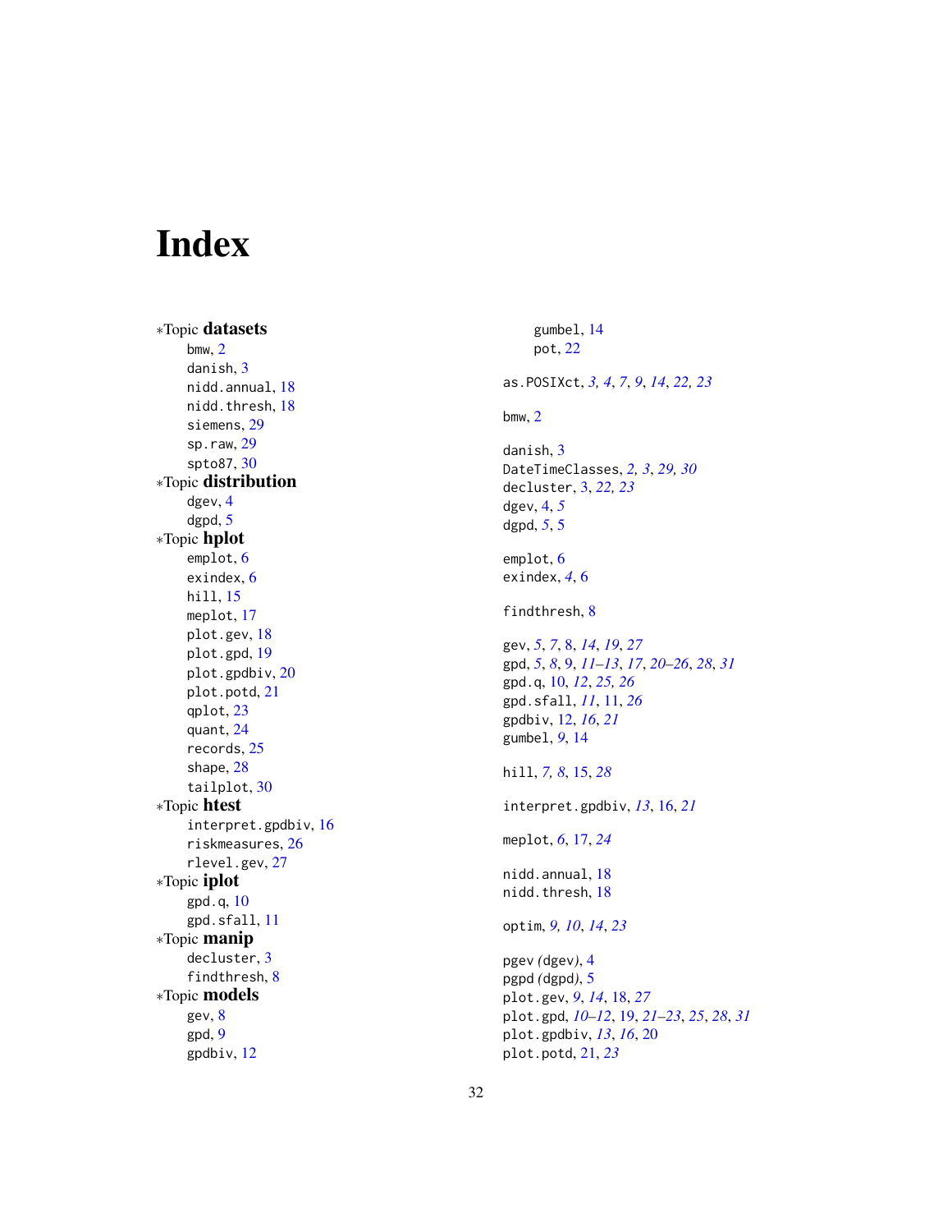# Index

*Topic **datasets**
- bmw, 2
- danish, 3
- nidd.annual, 18
- nidd.thresh, 18
- siemens, 29
- sp.raw, 29
- spto87, 30

*Topic **distribution**
- dgev, 4
- dgpd, 5

*Topic **hplot**
- emplot, 6
- exindex, 6
- hill, 15
- meplot, 17
- plot.gev, 18
- plot.gpd, 19
- plot.gpdbiv, 20
- plot.potd, 21
- qplot, 23
- quant, 24
- records, 25
- shape, 28
- tailplot, 30

*Topic **htest**
- interpret.gpdbiv, 16
- riskmeasures, 26
- rlevel.gev, 27

*Topic **iplot**
- gpd.q, 10
- gpd.sfall, 11

*Topic **manip**
- decluster, 3
- findthresh, 8

*Topic **models**
- gev, 8
- gpd, 9
- gpdbiv, 12
- gumbel, 14
- pot, 22

as.POSIXct, *3, 4*, *7*, *9*, *14*, *22, 23*

bmw, 2

danish, 3
DateTimeClasses, *2, 3*, *29, 30*
decluster, 3, *22, 23*
dgev, 4, *5*
dgpd, *5*, 5

emplot, 6
exindex, *4*, 6

findthresh, 8

gev, *5*, *7*, 8, *14*, *19*, *27*
gpd, *5*, *8*, 9, *11–13*, *17*, *20–26*, *28*, *31*
gpd.q, 10, *12*, *25, 26*
gpd.sfall, *11*, 11, *26*
gpdbiv, 12, *16*, *21*
gumbel, *9*, 14

hill, *7, 8*, 15, *28*

interpret.gpdbiv, *13*, 16, *21*

meplot, *6*, 17, *24*

nidd.annual, 18
nidd.thresh, 18

optim, *9, 10*, *14*, *23*

pgev *(dgev)*, 4
pgpd *(dgpd)*, 5
plot.gev, *9*, *14*, 18, *27*
plot.gpd, *10–12*, 19, *21–23*, *25*, *28*, *31*
plot.gpdbiv, *13*, *16*, 20
plot.potd, 21, *23*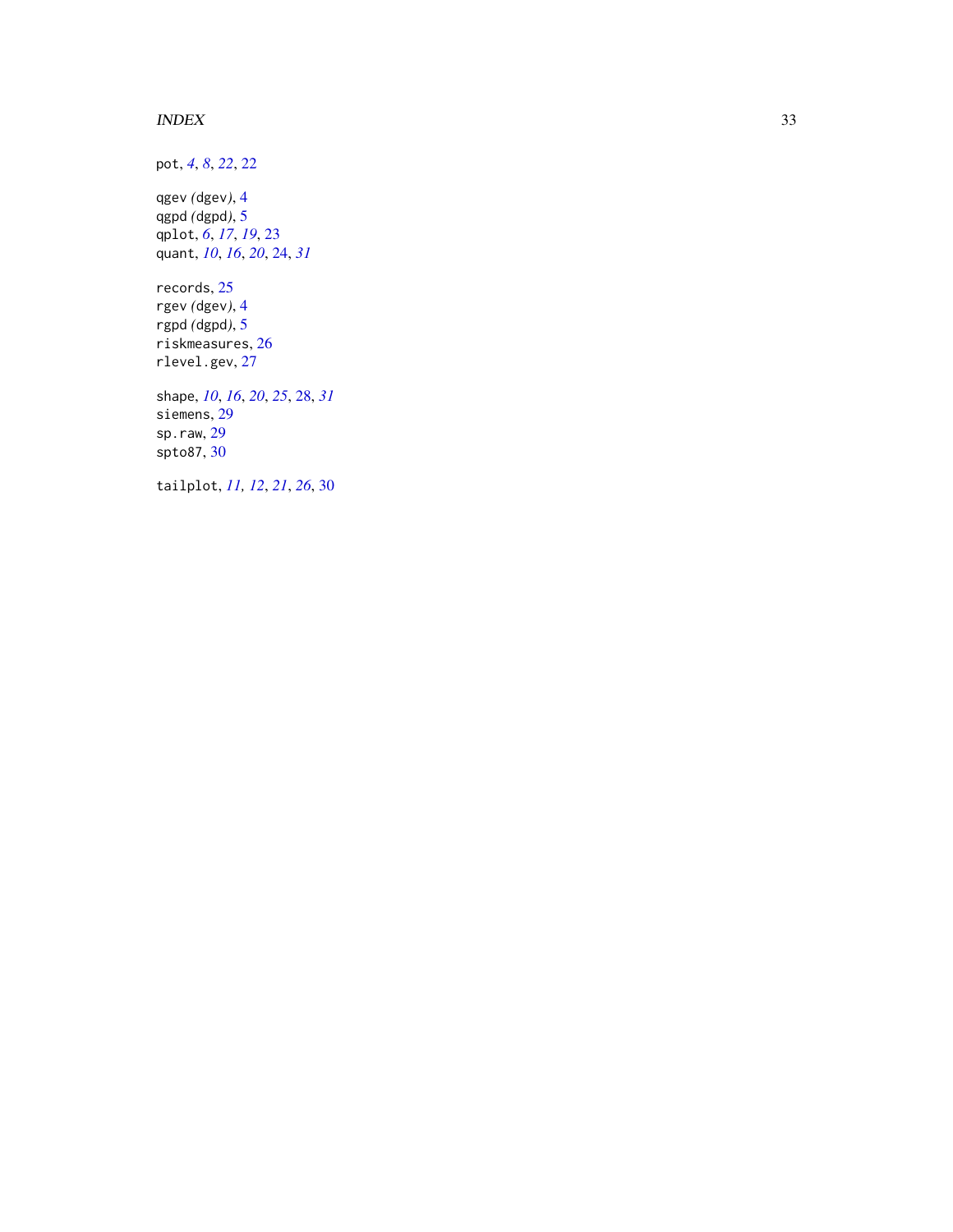pot, *4*, *8*, *22*, 22

qgev *(*dgev*)*, 4
qgpd *(*dgpd*)*, 5
qplot, *6*, *17*, *19*, 23
quant, *10*, *16*, *20*, 24, *31*

records, 25
rgev *(*dgev*)*, 4
rgpd *(*dgpd*)*, 5
riskmeasures, 26
rlevel.gev, 27

shape, *10*, *16*, *20*, *25*, 28, *31*
siemens, 29
sp.raw, 29
spto87, 30

tailplot, *11, 12*, *21*, *26*, 30